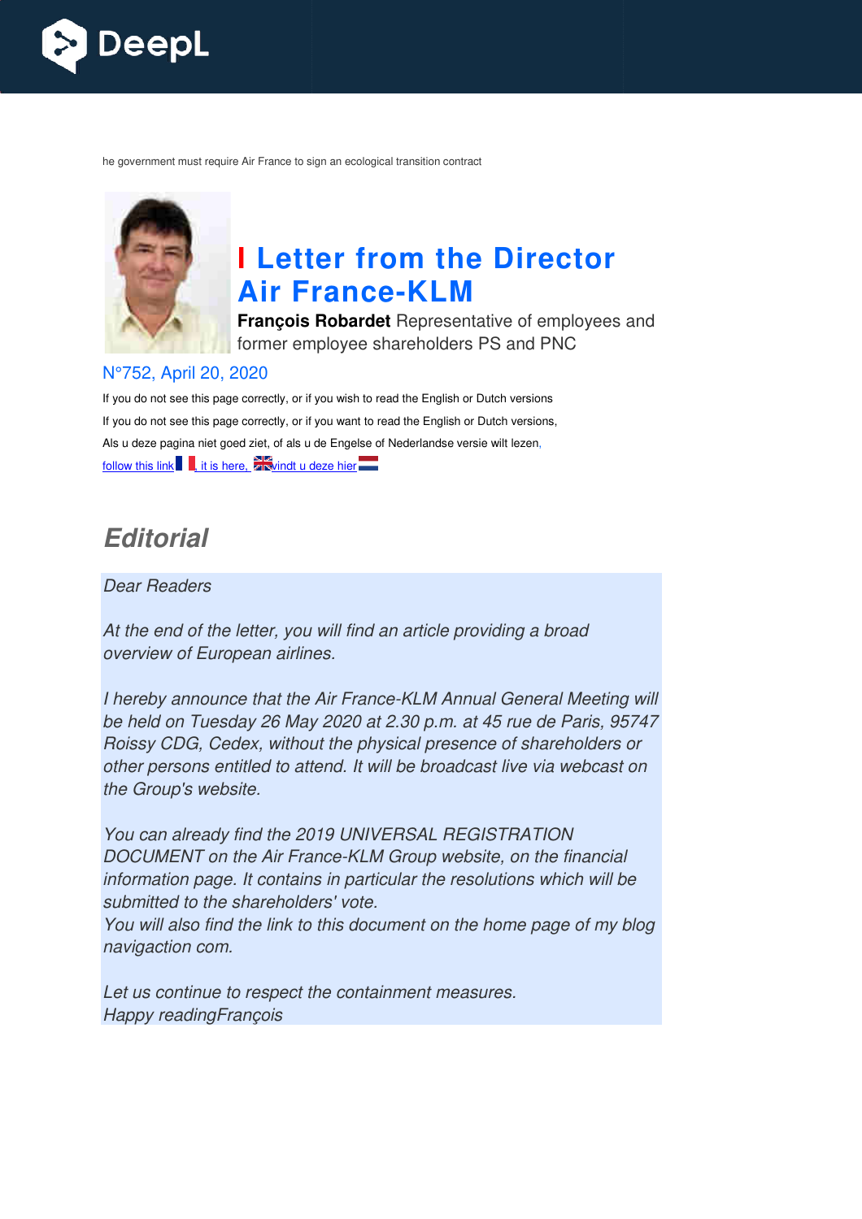he government must require Air France to sign an ecological transition contract

# I Letter from the Director Air France-KLM

**François Robardet** Representative of employees and former employee shareholders PS and PNC

N°752, April 20, 2020

If you do not see this page correctly, or if you wish to read the English or Dutch versions

If you do not see this page correctly, or if you want to read the English or Dutch versions,

Als u deze pagina niet goed ziet, of als u de Engelse of Nederlandse versie wilt lezen,

follow this link, it is here, vindt u deze hier

## *Editorial*

*Dear Readers*

*At the end of the letter, you will find an article providing a broad overview of European airlines.*

*I hereby announce that the Air France-KLM Annual General Meeting will be held on Tuesday 26 May 2020 at 2.30 p.m. at 45 rue de Paris, 95747 Roissy CDG, Cedex, without the physical presence of shareholders or other persons entitled to attend. It will be broadcast live via webcast on the Group's website.*

*You can already find the 2019 UNIVERSAL REGISTRATION DOCUMENT on the Air France-KLM Group website, on the financial information page. It contains in particular the resolutions which will be submitted to the shareholders' vote.*
*You will also find the link to this document on the home page of my blog navigaction com.*

*Let us continue to respect the containment measures.*
*Happy readingFrançois*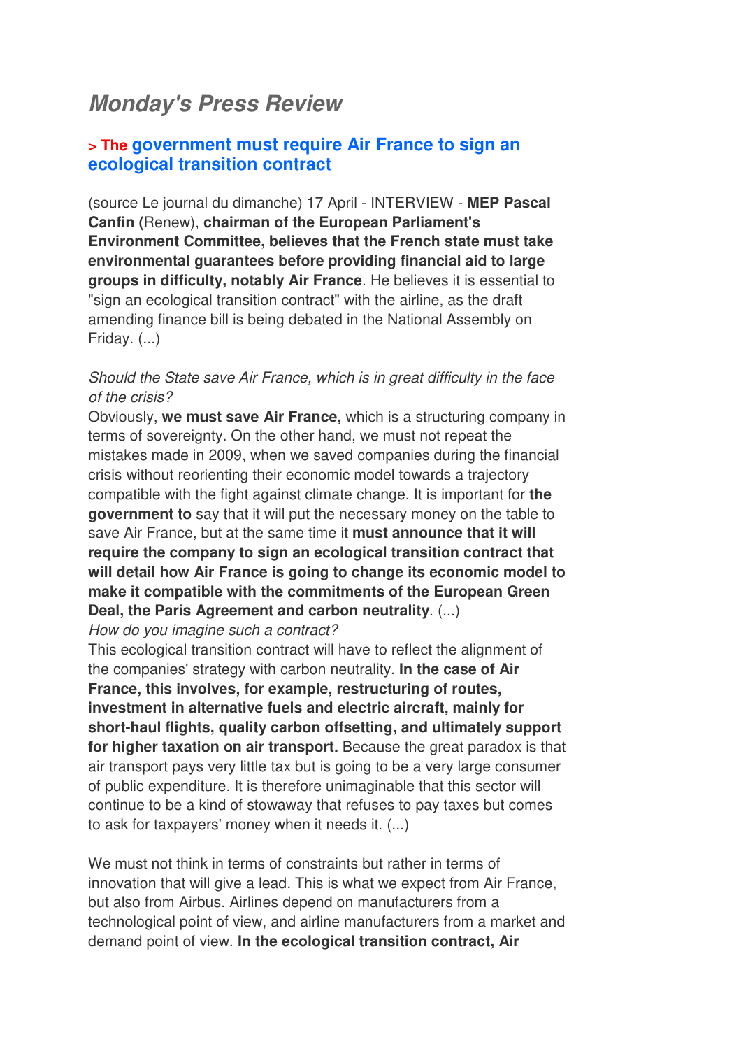# *Monday's Press Review*

## > The government must require Air France to sign an ecological transition contract

(source Le journal du dimanche) 17 April - INTERVIEW - **MEP Pascal Canfin (**Renew), **chairman of the European Parliament's Environment Committee, believes that the French state must take environmental guarantees before providing financial aid to large groups in difficulty, notably Air France**. He believes it is essential to "sign an ecological transition contract" with the airline, as the draft amending finance bill is being debated in the National Assembly on Friday. (...)

*Should the State save Air France, which is in great difficulty in the face of the crisis?*

Obviously, **we must save Air France,** which is a structuring company in terms of sovereignty. On the other hand, we must not repeat the mistakes made in 2009, when we saved companies during the financial crisis without reorienting their economic model towards a trajectory compatible with the fight against climate change. It is important for **the government to** say that it will put the necessary money on the table to save Air France, but at the same time it **must announce that it will require the company to sign an ecological transition contract that will detail how Air France is going to change its economic model to make it compatible with the commitments of the European Green Deal, the Paris Agreement and carbon neutrality**. (...)

*How do you imagine such a contract?*

This ecological transition contract will have to reflect the alignment of the companies' strategy with carbon neutrality. **In the case of Air France, this involves, for example, restructuring of routes, investment in alternative fuels and electric aircraft, mainly for short-haul flights, quality carbon offsetting, and ultimately support for higher taxation on air transport.** Because the great paradox is that air transport pays very little tax but is going to be a very large consumer of public expenditure. It is therefore unimaginable that this sector will continue to be a kind of stowaway that refuses to pay taxes but comes to ask for taxpayers' money when it needs it. (...)

We must not think in terms of constraints but rather in terms of innovation that will give a lead. This is what we expect from Air France, but also from Airbus. Airlines depend on manufacturers from a technological point of view, and airline manufacturers from a market and demand point of view. **In the ecological transition contract, Air**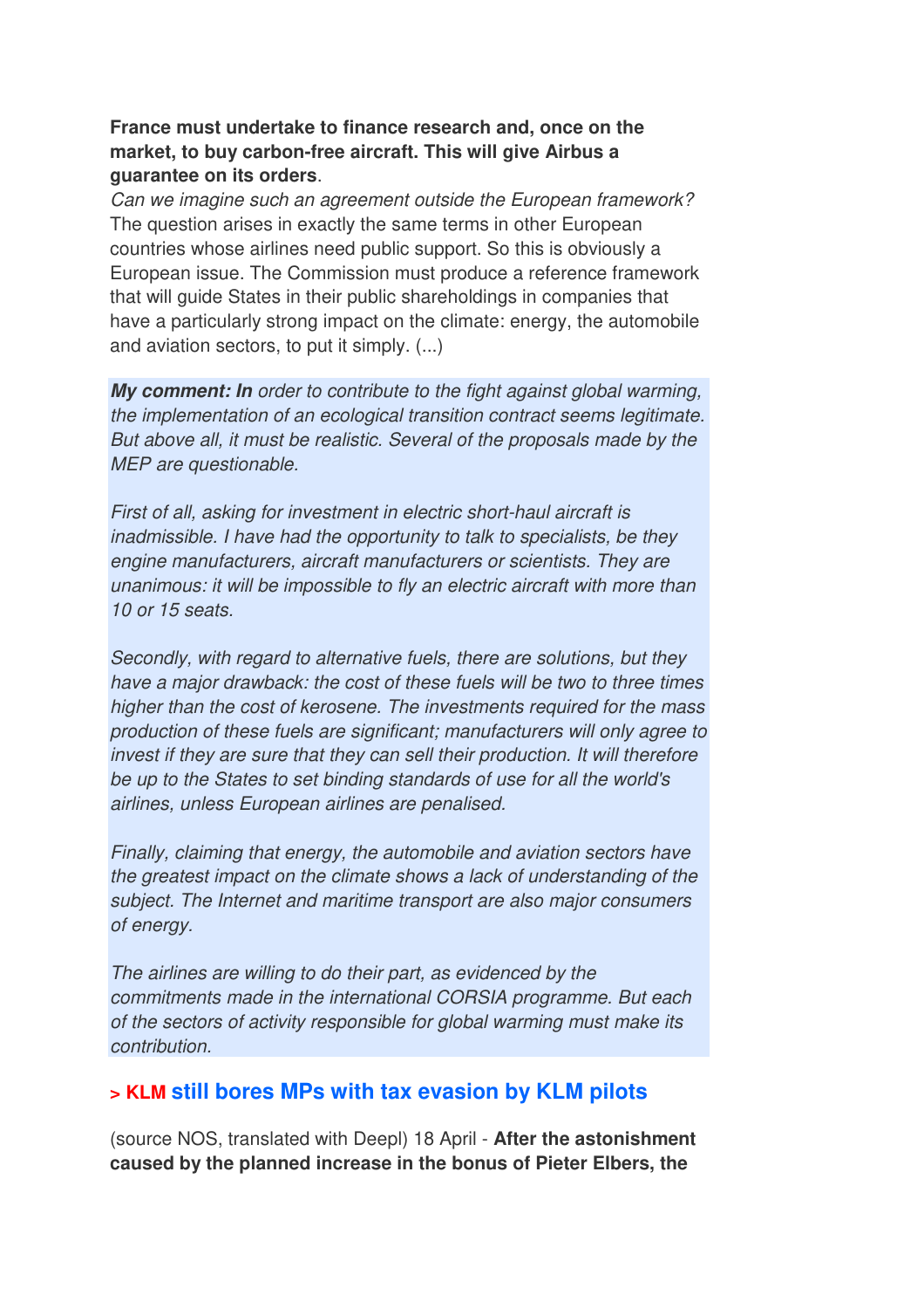**France must undertake to finance research and, once on the market, to buy carbon-free aircraft. This will give Airbus a guarantee on its orders**.

*Can we imagine such an agreement outside the European framework?*
The question arises in exactly the same terms in other European countries whose airlines need public support. So this is obviously a European issue. The Commission must produce a reference framework that will guide States in their public shareholdings in companies that have a particularly strong impact on the climate: energy, the automobile and aviation sectors, to put it simply. (...)

***My comment: In*** *order to contribute to the fight against global warming, the implementation of an ecological transition contract seems legitimate. But above all, it must be realistic. Several of the proposals made by the MEP are questionable.*

*First of all, asking for investment in electric short-haul aircraft is inadmissible. I have had the opportunity to talk to specialists, be they engine manufacturers, aircraft manufacturers or scientists. They are unanimous: it will be impossible to fly an electric aircraft with more than 10 or 15 seats.*

*Secondly, with regard to alternative fuels, there are solutions, but they have a major drawback: the cost of these fuels will be two to three times higher than the cost of kerosene. The investments required for the mass production of these fuels are significant; manufacturers will only agree to invest if they are sure that they can sell their production. It will therefore be up to the States to set binding standards of use for all the world's airlines, unless European airlines are penalised.*

*Finally, claiming that energy, the automobile and aviation sectors have the greatest impact on the climate shows a lack of understanding of the subject. The Internet and maritime transport are also major consumers of energy.*

*The airlines are willing to do their part, as evidenced by the commitments made in the international CORSIA programme. But each of the sectors of activity responsible for global warming must make its contribution.*

## > KLM still bores MPs with tax evasion by KLM pilots

(source NOS, translated with Deepl) 18 April - **After the astonishment caused by the planned increase in the bonus of Pieter Elbers, the**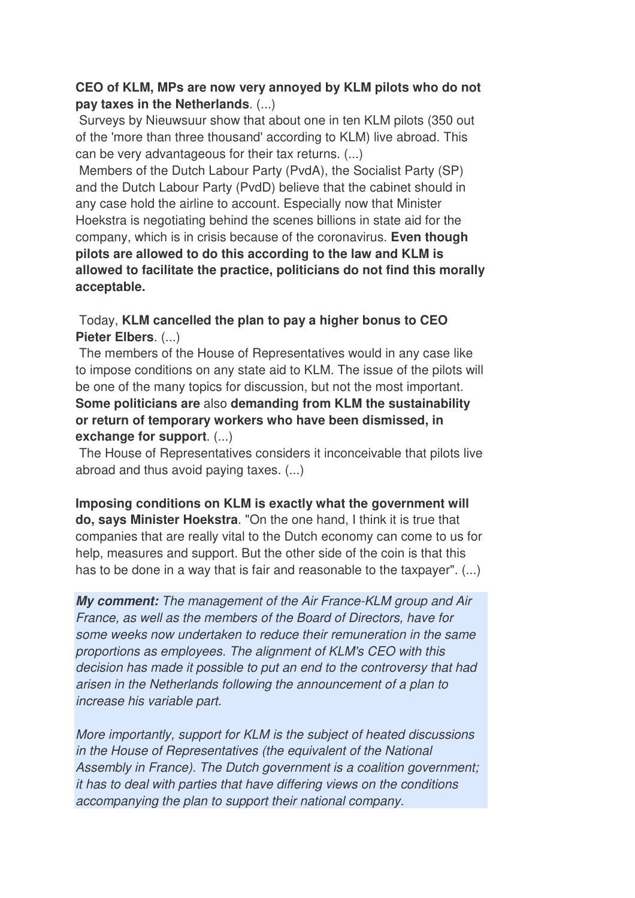**CEO of KLM, MPs are now very annoyed by KLM pilots who do not pay taxes in the Netherlands**. (...)

Surveys by Nieuwsuur show that about one in ten KLM pilots (350 out of the 'more than three thousand' according to KLM) live abroad. This can be very advantageous for their tax returns. (...)

Members of the Dutch Labour Party (PvdA), the Socialist Party (SP) and the Dutch Labour Party (PvdD) believe that the cabinet should in any case hold the airline to account. Especially now that Minister Hoekstra is negotiating behind the scenes billions in state aid for the company, which is in crisis because of the coronavirus. **Even though pilots are allowed to do this according to the law and KLM is allowed to facilitate the practice, politicians do not find this morally acceptable.**

Today, **KLM cancelled the plan to pay a higher bonus to CEO Pieter Elbers**. (...)

The members of the House of Representatives would in any case like to impose conditions on any state aid to KLM. The issue of the pilots will be one of the many topics for discussion, but not the most important. **Some politicians are** also **demanding from KLM the sustainability or return of temporary workers who have been dismissed, in exchange for support**. (...)

The House of Representatives considers it inconceivable that pilots live abroad and thus avoid paying taxes. (...)

**Imposing conditions on KLM is exactly what the government will do, says Minister Hoekstra**. "On the one hand, I think it is true that companies that are really vital to the Dutch economy can come to us for help, measures and support. But the other side of the coin is that this has to be done in a way that is fair and reasonable to the taxpayer". (...)

***My comment:*** *The management of the Air France-KLM group and Air France, as well as the members of the Board of Directors, have for some weeks now undertaken to reduce their remuneration in the same proportions as employees. The alignment of KLM's CEO with this decision has made it possible to put an end to the controversy that had arisen in the Netherlands following the announcement of a plan to increase his variable part.*

*More importantly, support for KLM is the subject of heated discussions in the House of Representatives (the equivalent of the National Assembly in France). The Dutch government is a coalition government; it has to deal with parties that have differing views on the conditions accompanying the plan to support their national company.*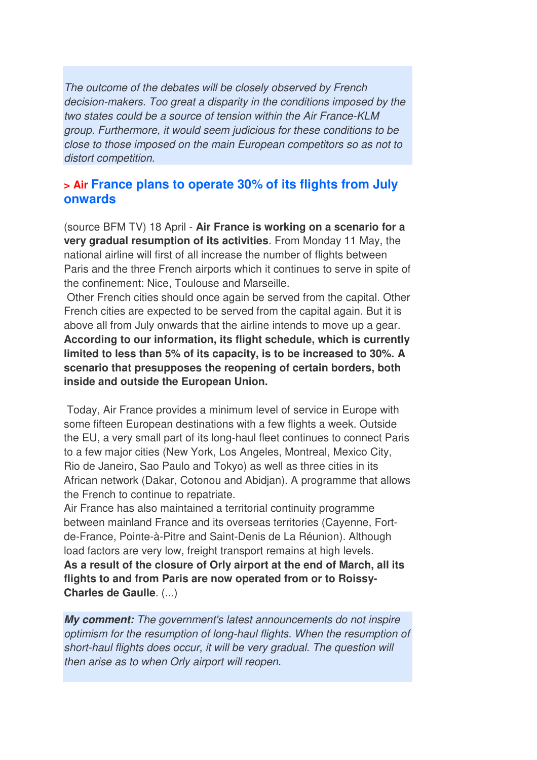*The outcome of the debates will be closely observed by French decision-makers. Too great a disparity in the conditions imposed by the two states could be a source of tension within the Air France-KLM group. Furthermore, it would seem judicious for these conditions to be close to those imposed on the main European competitors so as not to distort competition.*

## > Air France plans to operate 30% of its flights from July onwards

(source BFM TV) 18 April - **Air France is working on a scenario for a very gradual resumption of its activities**. From Monday 11 May, the national airline will first of all increase the number of flights between Paris and the three French airports which it continues to serve in spite of the confinement: Nice, Toulouse and Marseille.

Other French cities should once again be served from the capital. Other French cities are expected to be served from the capital again. But it is above all from July onwards that the airline intends to move up a gear. **According to our information, its flight schedule, which is currently limited to less than 5% of its capacity, is to be increased to 30%. A scenario that presupposes the reopening of certain borders, both inside and outside the European Union.**

Today, Air France provides a minimum level of service in Europe with some fifteen European destinations with a few flights a week. Outside the EU, a very small part of its long-haul fleet continues to connect Paris to a few major cities (New York, Los Angeles, Montreal, Mexico City, Rio de Janeiro, Sao Paulo and Tokyo) as well as three cities in its African network (Dakar, Cotonou and Abidjan). A programme that allows the French to continue to repatriate.

Air France has also maintained a territorial continuity programme between mainland France and its overseas territories (Cayenne, Fort-de-France, Pointe-à-Pitre and Saint-Denis de La Réunion). Although load factors are very low, freight transport remains at high levels.

**As a result of the closure of Orly airport at the end of March, all its flights to and from Paris are now operated from or to Roissy-Charles de Gaulle**. (...)

***My comment:*** *The government's latest announcements do not inspire optimism for the resumption of long-haul flights. When the resumption of short-haul flights does occur, it will be very gradual. The question will then arise as to when Orly airport will reopen.*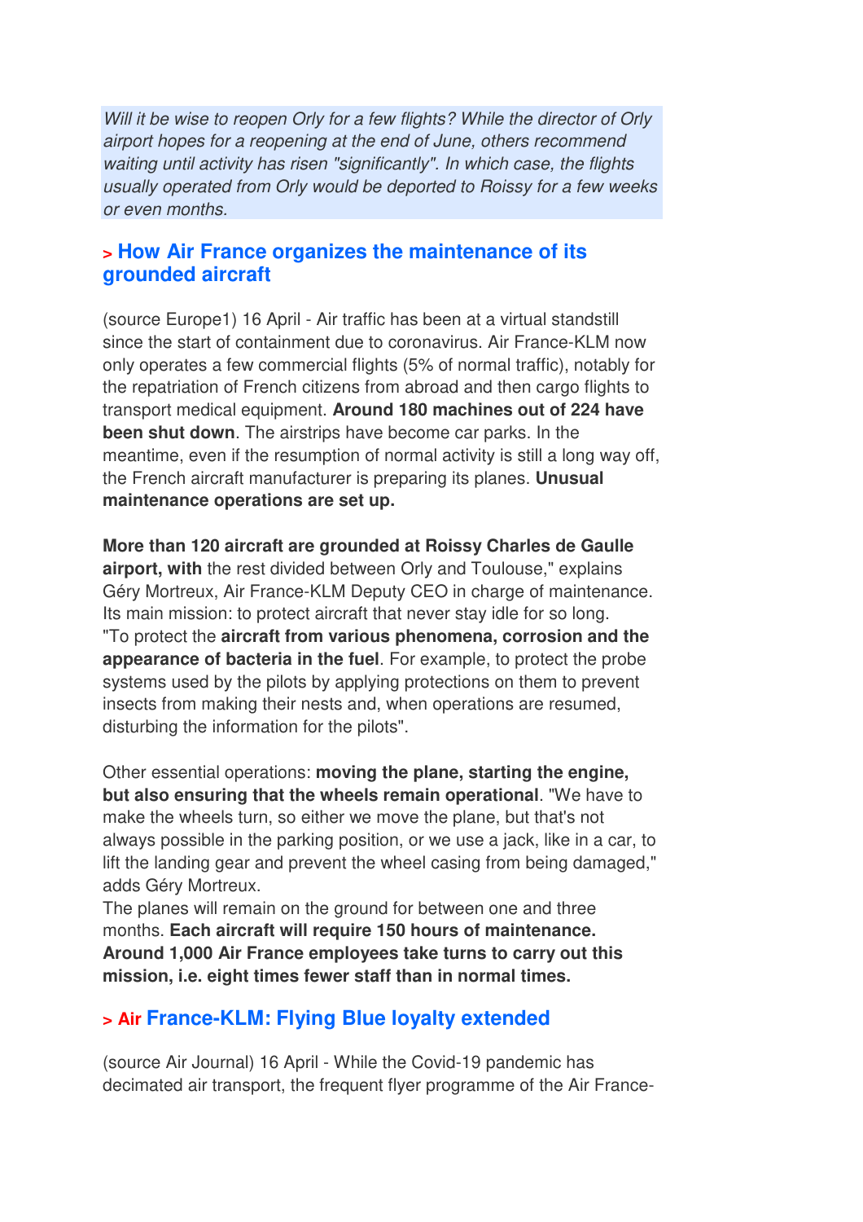*Will it be wise to reopen Orly for a few flights? While the director of Orly airport hopes for a reopening at the end of June, others recommend waiting until activity has risen "significantly". In which case, the flights usually operated from Orly would be deported to Roissy for a few weeks or even months.*

## > How Air France organizes the maintenance of its grounded aircraft

(source Europe1) 16 April - Air traffic has been at a virtual standstill since the start of containment due to coronavirus. Air France-KLM now only operates a few commercial flights (5% of normal traffic), notably for the repatriation of French citizens from abroad and then cargo flights to transport medical equipment. **Around 180 machines out of 224 have been shut down**. The airstrips have become car parks. In the meantime, even if the resumption of normal activity is still a long way off, the French aircraft manufacturer is preparing its planes. **Unusual maintenance operations are set up.**

**More than 120 aircraft are grounded at Roissy Charles de Gaulle airport, with** the rest divided between Orly and Toulouse," explains Géry Mortreux, Air France-KLM Deputy CEO in charge of maintenance. Its main mission: to protect aircraft that never stay idle for so long. "To protect the **aircraft from various phenomena, corrosion and the appearance of bacteria in the fuel**. For example, to protect the probe systems used by the pilots by applying protections on them to prevent insects from making their nests and, when operations are resumed, disturbing the information for the pilots".

Other essential operations: **moving the plane, starting the engine, but also ensuring that the wheels remain operational**. "We have to make the wheels turn, so either we move the plane, but that's not always possible in the parking position, or we use a jack, like in a car, to lift the landing gear and prevent the wheel casing from being damaged," adds Géry Mortreux.
The planes will remain on the ground for between one and three months. **Each aircraft will require 150 hours of maintenance. Around 1,000 Air France employees take turns to carry out this mission, i.e. eight times fewer staff than in normal times.**

## > Air France-KLM: Flying Blue loyalty extended

(source Air Journal) 16 April - While the Covid-19 pandemic has decimated air transport, the frequent flyer programme of the Air France-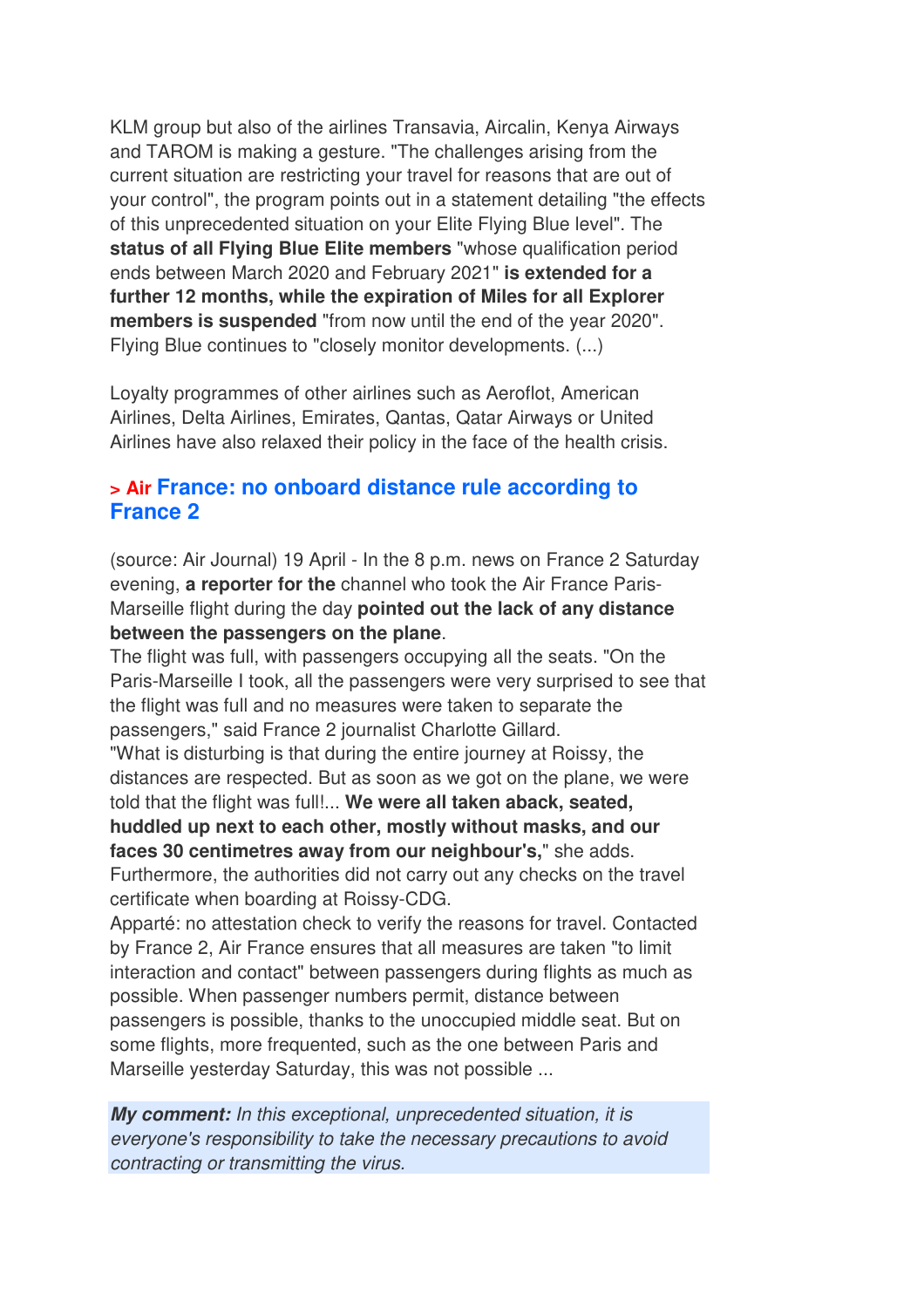KLM group but also of the airlines Transavia, Aircalin, Kenya Airways and TAROM is making a gesture. "The challenges arising from the current situation are restricting your travel for reasons that are out of your control", the program points out in a statement detailing "the effects of this unprecedented situation on your Elite Flying Blue level". The **status of all Flying Blue Elite members** "whose qualification period ends between March 2020 and February 2021" **is extended for a further 12 months, while the expiration of Miles for all Explorer members is suspended** "from now until the end of the year 2020". Flying Blue continues to "closely monitor developments. (...)

Loyalty programmes of other airlines such as Aeroflot, American Airlines, Delta Airlines, Emirates, Qantas, Qatar Airways or United Airlines have also relaxed their policy in the face of the health crisis.

## > Air France: no onboard distance rule according to France 2

(source: Air Journal) 19 April - In the 8 p.m. news on France 2 Saturday evening, **a reporter for the** channel who took the Air France Paris-Marseille flight during the day **pointed out the lack of any distance between the passengers on the plane**.
The flight was full, with passengers occupying all the seats. "On the Paris-Marseille I took, all the passengers were very surprised to see that the flight was full and no measures were taken to separate the passengers," said France 2 journalist Charlotte Gillard.
"What is disturbing is that during the entire journey at Roissy, the distances are respected. But as soon as we got on the plane, we were told that the flight was full!... **We were all taken aback, seated, huddled up next to each other, mostly without masks, and our faces 30 centimetres away from our neighbour's,**" she adds.
Furthermore, the authorities did not carry out any checks on the travel certificate when boarding at Roissy-CDG.
Apparté: no attestation check to verify the reasons for travel. Contacted by France 2, Air France ensures that all measures are taken "to limit interaction and contact" between passengers during flights as much as possible. When passenger numbers permit, distance between passengers is possible, thanks to the unoccupied middle seat. But on some flights, more frequented, such as the one between Paris and Marseille yesterday Saturday, this was not possible ...

***My comment:*** *In this exceptional, unprecedented situation, it is everyone's responsibility to take the necessary precautions to avoid contracting or transmitting the virus.*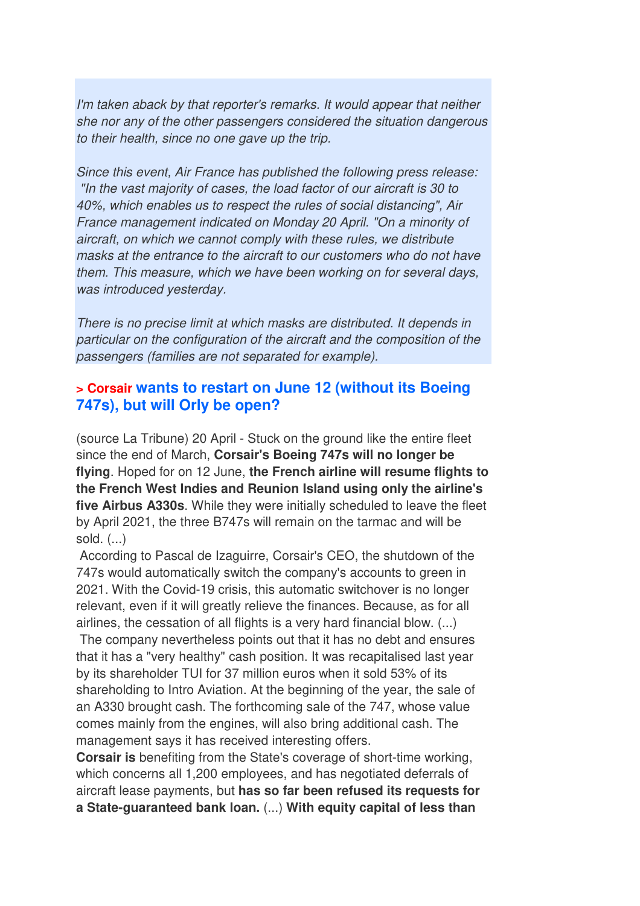*I'm taken aback by that reporter's remarks. It would appear that neither she nor any of the other passengers considered the situation dangerous to their health, since no one gave up the trip.*

*Since this event, Air France has published the following press release: "In the vast majority of cases, the load factor of our aircraft is 30 to 40%, which enables us to respect the rules of social distancing", Air France management indicated on Monday 20 April. "On a minority of aircraft, on which we cannot comply with these rules, we distribute masks at the entrance to the aircraft to our customers who do not have them. This measure, which we have been working on for several days, was introduced yesterday.*

*There is no precise limit at which masks are distributed. It depends in particular on the configuration of the aircraft and the composition of the passengers (families are not separated for example).*

### > Corsair wants to restart on June 12 (without its Boeing 747s), but will Orly be open?

(source La Tribune) 20 April - Stuck on the ground like the entire fleet since the end of March, **Corsair's Boeing 747s will no longer be flying**. Hoped for on 12 June, **the French airline will resume flights to the French West Indies and Reunion Island using only the airline's five Airbus A330s**. While they were initially scheduled to leave the fleet by April 2021, the three B747s will remain on the tarmac and will be sold. (...)

According to Pascal de Izaguirre, Corsair's CEO, the shutdown of the 747s would automatically switch the company's accounts to green in 2021. With the Covid-19 crisis, this automatic switchover is no longer relevant, even if it will greatly relieve the finances. Because, as for all airlines, the cessation of all flights is a very hard financial blow. (...)

The company nevertheless points out that it has no debt and ensures that it has a "very healthy" cash position. It was recapitalised last year by its shareholder TUI for 37 million euros when it sold 53% of its shareholding to Intro Aviation. At the beginning of the year, the sale of an A330 brought cash. The forthcoming sale of the 747, whose value comes mainly from the engines, will also bring additional cash. The management says it has received interesting offers.

**Corsair is** benefiting from the State's coverage of short-time working, which concerns all 1,200 employees, and has negotiated deferrals of aircraft lease payments, but **has so far been refused its requests for a State-guaranteed bank loan.** (...) **With equity capital of less than**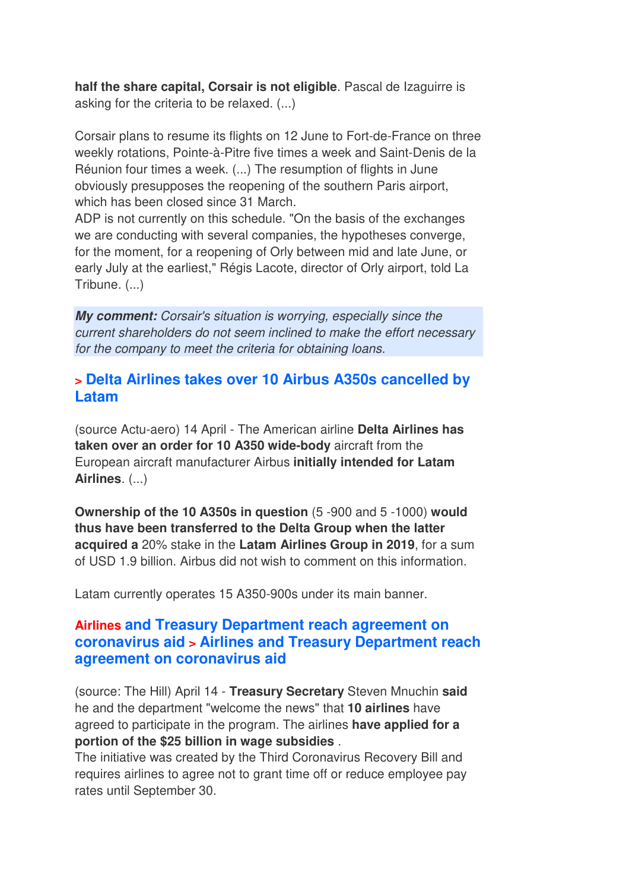**half the share capital, Corsair is not eligible**. Pascal de Izaguirre is asking for the criteria to be relaxed. (...)

Corsair plans to resume its flights on 12 June to Fort-de-France on three weekly rotations, Pointe-à-Pitre five times a week and Saint-Denis de la Réunion four times a week. (...) The resumption of flights in June obviously presupposes the reopening of the southern Paris airport, which has been closed since 31 March.
ADP is not currently on this schedule. "On the basis of the exchanges we are conducting with several companies, the hypotheses converge, for the moment, for a reopening of Orly between mid and late June, or early July at the earliest," Régis Lacote, director of Orly airport, told La Tribune. (...)

***My comment:*** *Corsair's situation is worrying, especially since the current shareholders do not seem inclined to make the effort necessary for the company to meet the criteria for obtaining loans.*

## > Delta Airlines takes over 10 Airbus A350s cancelled by Latam

(source Actu-aero) 14 April - The American airline **Delta Airlines has taken over an order for 10 A350 wide-body** aircraft from the European aircraft manufacturer Airbus **initially intended for Latam Airlines**. (...)

**Ownership of the 10 A350s in question** (5 -900 and 5 -1000) **would thus have been transferred to the Delta Group when the latter acquired a** 20% stake in the **Latam Airlines Group in 2019**, for a sum of USD 1.9 billion. Airbus did not wish to comment on this information.

Latam currently operates 15 A350-900s under its main banner.

## Airlines and Treasury Department reach agreement on coronavirus aid > Airlines and Treasury Department reach agreement on coronavirus aid

(source: The Hill) April 14 - **Treasury Secretary** Steven Mnuchin **said** he and the department "welcome the news" that **10 airlines** have agreed to participate in the program. The airlines **have applied for a portion of the $25 billion in wage subsidies** .
The initiative was created by the Third Coronavirus Recovery Bill and requires airlines to agree not to grant time off or reduce employee pay rates until September 30.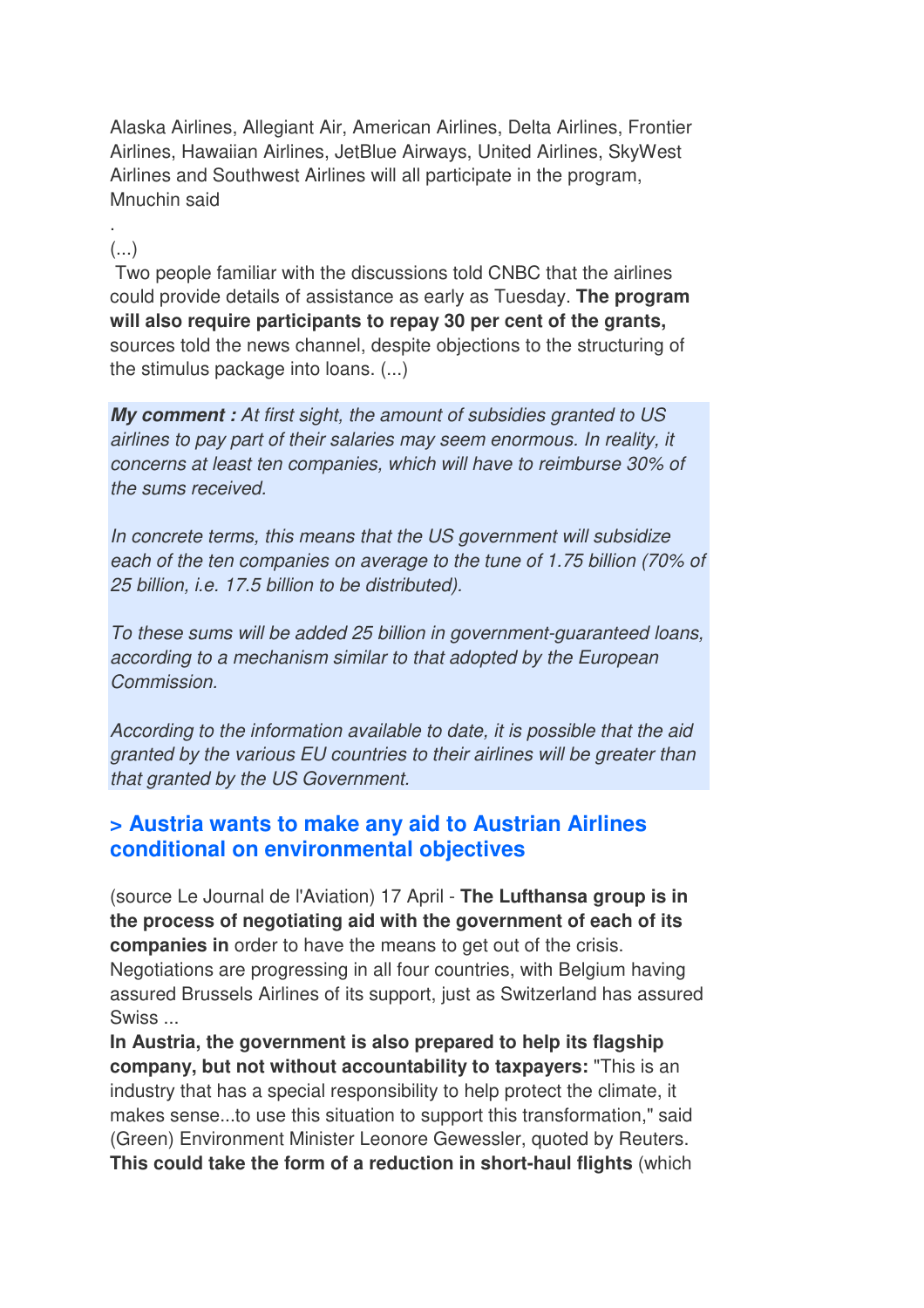Alaska Airlines, Allegiant Air, American Airlines, Delta Airlines, Frontier Airlines, Hawaiian Airlines, JetBlue Airways, United Airlines, SkyWest Airlines and Southwest Airlines will all participate in the program, Mnuchin said

.

(...)

Two people familiar with the discussions told CNBC that the airlines could provide details of assistance as early as Tuesday. **The program will also require participants to repay 30 per cent of the grants,** sources told the news channel, despite objections to the structuring of the stimulus package into loans. (...)

***My comment :*** *At first sight, the amount of subsidies granted to US airlines to pay part of their salaries may seem enormous. In reality, it concerns at least ten companies, which will have to reimburse 30% of the sums received.*

*In concrete terms, this means that the US government will subsidize each of the ten companies on average to the tune of 1.75 billion (70% of 25 billion, i.e. 17.5 billion to be distributed).*

*To these sums will be added 25 billion in government-guaranteed loans, according to a mechanism similar to that adopted by the European Commission.*

*According to the information available to date, it is possible that the aid granted by the various EU countries to their airlines will be greater than that granted by the US Government.*

## > Austria wants to make any aid to Austrian Airlines conditional on environmental objectives

(source Le Journal de l'Aviation) 17 April - **The Lufthansa group is in the process of negotiating aid with the government of each of its companies in** order to have the means to get out of the crisis. Negotiations are progressing in all four countries, with Belgium having assured Brussels Airlines of its support, just as Switzerland has assured Swiss ...

**In Austria, the government is also prepared to help its flagship company, but not without accountability to taxpayers:** "This is an industry that has a special responsibility to help protect the climate, it makes sense...to use this situation to support this transformation," said (Green) Environment Minister Leonore Gewessler, quoted by Reuters. **This could take the form of a reduction in short-haul flights** (which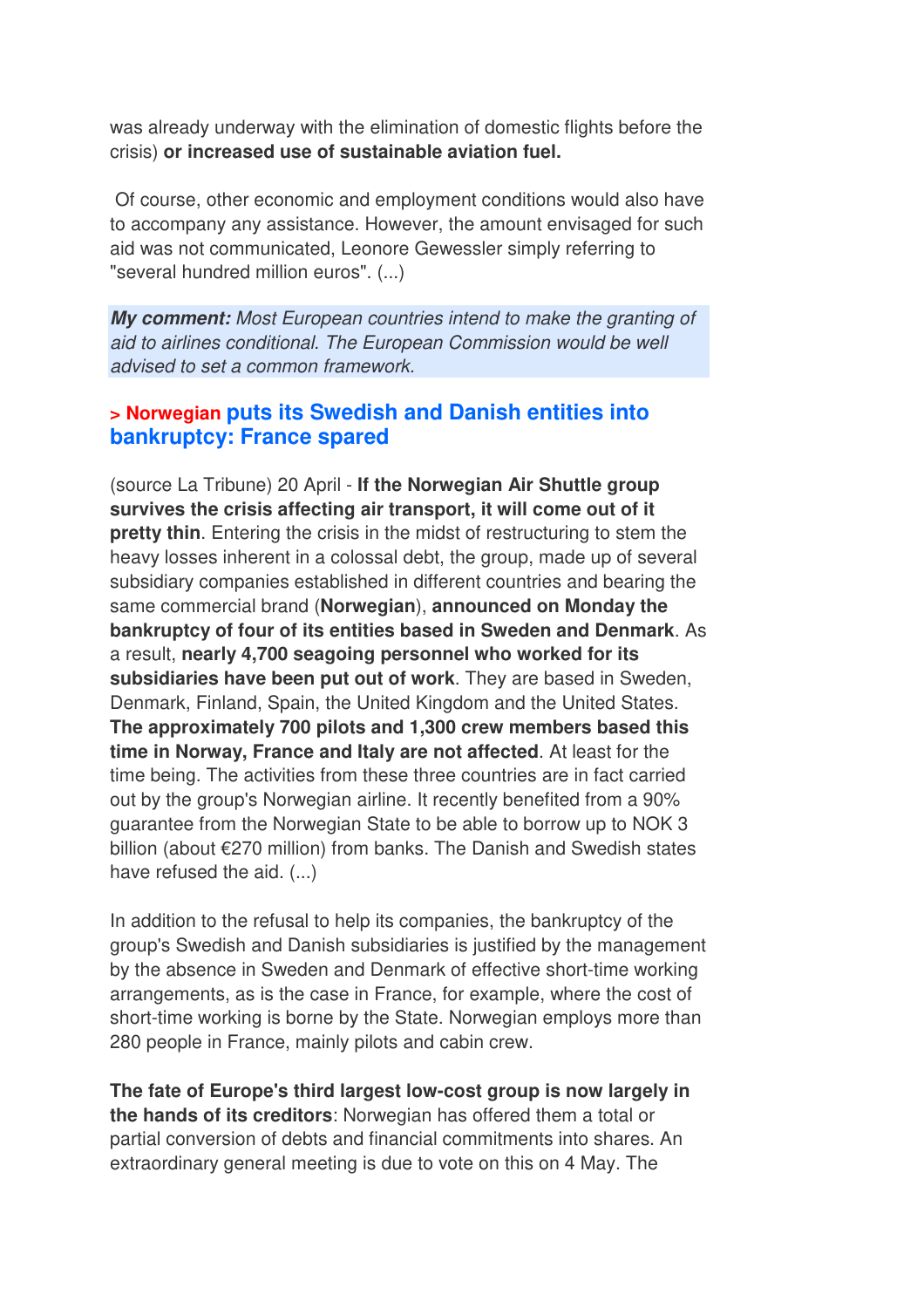was already underway with the elimination of domestic flights before the crisis) **or increased use of sustainable aviation fuel.**

Of course, other economic and employment conditions would also have to accompany any assistance. However, the amount envisaged for such aid was not communicated, Leonore Gewessler simply referring to "several hundred million euros". (...)

***My comment:*** *Most European countries intend to make the granting of aid to airlines conditional. The European Commission would be well advised to set a common framework.*

### > Norwegian puts its Swedish and Danish entities into bankruptcy: France spared

(source La Tribune) 20 April - **If the Norwegian Air Shuttle group survives the crisis affecting air transport, it will come out of it pretty thin**. Entering the crisis in the midst of restructuring to stem the heavy losses inherent in a colossal debt, the group, made up of several subsidiary companies established in different countries and bearing the same commercial brand (**Norwegian**), **announced on Monday the bankruptcy of four of its entities based in Sweden and Denmark**. As a result, **nearly 4,700 seagoing personnel who worked for its subsidiaries have been put out of work**. They are based in Sweden, Denmark, Finland, Spain, the United Kingdom and the United States. **The approximately 700 pilots and 1,300 crew members based this time in Norway, France and Italy are not affected**. At least for the time being. The activities from these three countries are in fact carried out by the group's Norwegian airline. It recently benefited from a 90% guarantee from the Norwegian State to be able to borrow up to NOK 3 billion (about €270 million) from banks. The Danish and Swedish states have refused the aid. (...)

In addition to the refusal to help its companies, the bankruptcy of the group's Swedish and Danish subsidiaries is justified by the management by the absence in Sweden and Denmark of effective short-time working arrangements, as is the case in France, for example, where the cost of short-time working is borne by the State. Norwegian employs more than 280 people in France, mainly pilots and cabin crew.

**The fate of Europe's third largest low-cost group is now largely in the hands of its creditors**: Norwegian has offered them a total or partial conversion of debts and financial commitments into shares. An extraordinary general meeting is due to vote on this on 4 May. The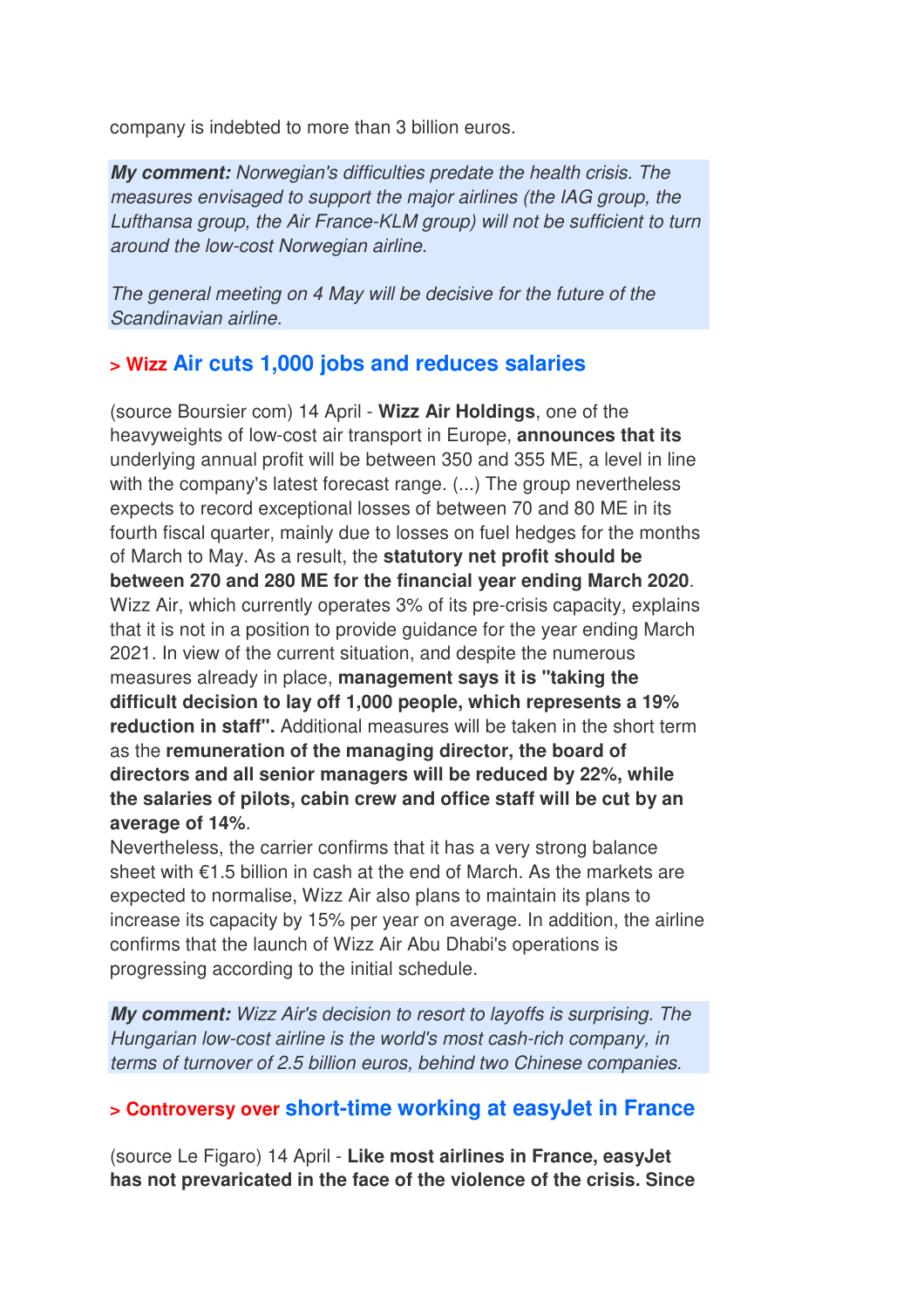company is indebted to more than 3 billion euros.

> ***My comment:*** *Norwegian's difficulties predate the health crisis. The measures envisaged to support the major airlines (the IAG group, the Lufthansa group, the Air France-KLM group) will not be sufficient to turn around the low-cost Norwegian airline.*
>
> *The general meeting on 4 May will be decisive for the future of the Scandinavian airline.*

### > Wizz Air cuts 1,000 jobs and reduces salaries

(source Boursier com) 14 April - **Wizz Air Holdings**, one of the heavyweights of low-cost air transport in Europe, **announces that its** underlying annual profit will be between 350 and 355 ME, a level in line with the company's latest forecast range. (...) The group nevertheless expects to record exceptional losses of between 70 and 80 ME in its fourth fiscal quarter, mainly due to losses on fuel hedges for the months of March to May. As a result, the **statutory net profit should be between 270 and 280 ME for the financial year ending March 2020**. Wizz Air, which currently operates 3% of its pre-crisis capacity, explains that it is not in a position to provide guidance for the year ending March 2021. In view of the current situation, and despite the numerous measures already in place, **management says it is "taking the difficult decision to lay off 1,000 people, which represents a 19% reduction in staff".** Additional measures will be taken in the short term as the **remuneration of the managing director, the board of directors and all senior managers will be reduced by 22%, while the salaries of pilots, cabin crew and office staff will be cut by an average of 14%**.
Nevertheless, the carrier confirms that it has a very strong balance sheet with €1.5 billion in cash at the end of March. As the markets are expected to normalise, Wizz Air also plans to maintain its plans to increase its capacity by 15% per year on average. In addition, the airline confirms that the launch of Wizz Air Abu Dhabi's operations is progressing according to the initial schedule.

> ***My comment:*** *Wizz Air's decision to resort to layoffs is surprising. The Hungarian low-cost airline is the world's most cash-rich company, in terms of turnover of 2.5 billion euros, behind two Chinese companies.*

### > Controversy over short-time working at easyJet in France

(source Le Figaro) 14 April - **Like most airlines in France, easyJet has not prevaricated in the face of the violence of the crisis. Since**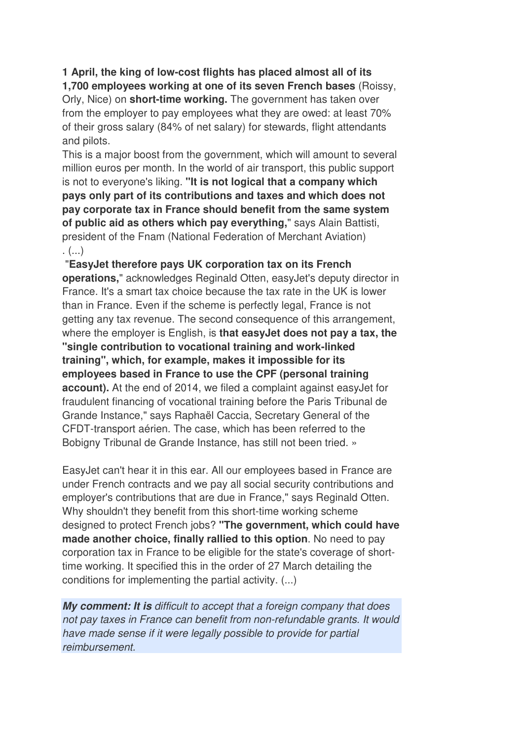**1 April, the king of low-cost flights has placed almost all of its 1,700 employees working at one of its seven French bases** (Roissy, Orly, Nice) on **short-time working.** The government has taken over from the employer to pay employees what they are owed: at least 70% of their gross salary (84% of net salary) for stewards, flight attendants and pilots.

This is a major boost from the government, which will amount to several million euros per month. In the world of air transport, this public support is not to everyone's liking. **"It is not logical that a company which pays only part of its contributions and taxes and which does not pay corporate tax in France should benefit from the same system of public aid as others which pay everything,"** says Alain Battisti, president of the Fnam (National Federation of Merchant Aviation) . (...)

"**EasyJet therefore pays UK corporation tax on its French operations,**" acknowledges Reginald Otten, easyJet's deputy director in France. It's a smart tax choice because the tax rate in the UK is lower than in France. Even if the scheme is perfectly legal, France is not getting any tax revenue. The second consequence of this arrangement, where the employer is English, is **that easyJet does not pay a tax, the "single contribution to vocational training and work-linked training", which, for example, makes it impossible for its employees based in France to use the CPF (personal training account).** At the end of 2014, we filed a complaint against easyJet for fraudulent financing of vocational training before the Paris Tribunal de Grande Instance," says Raphaël Caccia, Secretary General of the CFDT-transport aérien. The case, which has been referred to the Bobigny Tribunal de Grande Instance, has still not been tried. »

EasyJet can't hear it in this ear. All our employees based in France are under French contracts and we pay all social security contributions and employer's contributions that are due in France," says Reginald Otten. Why shouldn't they benefit from this short-time working scheme designed to protect French jobs? **"The government, which could have made another choice, finally rallied to this option**. No need to pay corporation tax in France to be eligible for the state's coverage of short-time working. It specified this in the order of 27 March detailing the conditions for implementing the partial activity. (...)

***My comment: It is*** *difficult to accept that a foreign company that does not pay taxes in France can benefit from non-refundable grants. It would have made sense if it were legally possible to provide for partial reimbursement.*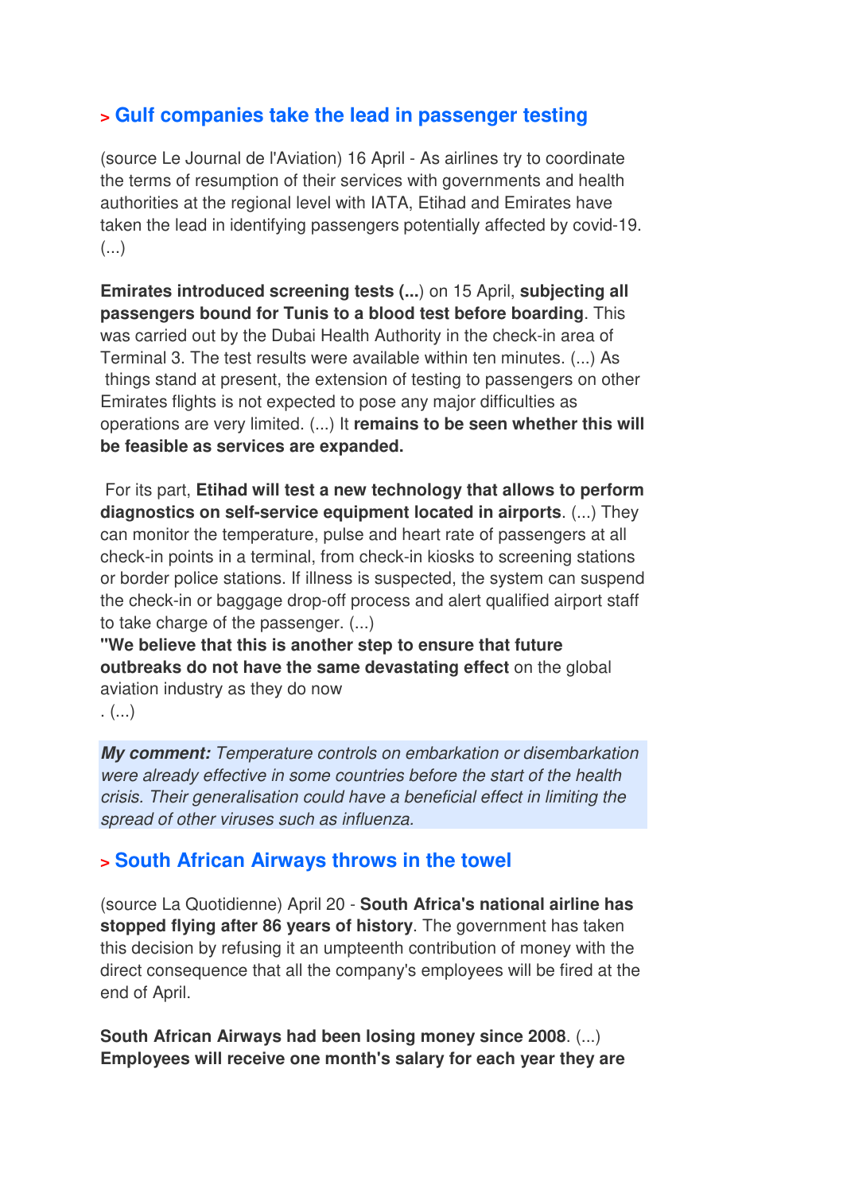## > Gulf companies take the lead in passenger testing

(source Le Journal de l'Aviation) 16 April - As airlines try to coordinate the terms of resumption of their services with governments and health authorities at the regional level with IATA, Etihad and Emirates have taken the lead in identifying passengers potentially affected by covid-19. (...)

**Emirates introduced screening tests (...**) on 15 April, **subjecting all passengers bound for Tunis to a blood test before boarding**. This was carried out by the Dubai Health Authority in the check-in area of Terminal 3. The test results were available within ten minutes. (...) As things stand at present, the extension of testing to passengers on other Emirates flights is not expected to pose any major difficulties as operations are very limited. (...) It **remains to be seen whether this will be feasible as services are expanded.**

For its part, **Etihad will test a new technology that allows to perform diagnostics on self-service equipment located in airports**. (...) They can monitor the temperature, pulse and heart rate of passengers at all check-in points in a terminal, from check-in kiosks to screening stations or border police stations. If illness is suspected, the system can suspend the check-in or baggage drop-off process and alert qualified airport staff to take charge of the passenger. (...)
**"We believe that this is another step to ensure that future outbreaks do not have the same devastating effect** on the global aviation industry as they do now
. (...)

***My comment:*** *Temperature controls on embarkation or disembarkation were already effective in some countries before the start of the health crisis. Their generalisation could have a beneficial effect in limiting the spread of other viruses such as influenza.*

## > South African Airways throws in the towel

(source La Quotidienne) April 20 - **South Africa's national airline has stopped flying after 86 years of history**. The government has taken this decision by refusing it an umpteenth contribution of money with the direct consequence that all the company's employees will be fired at the end of April.

**South African Airways had been losing money since 2008**. (...)
**Employees will receive one month's salary for each year they are**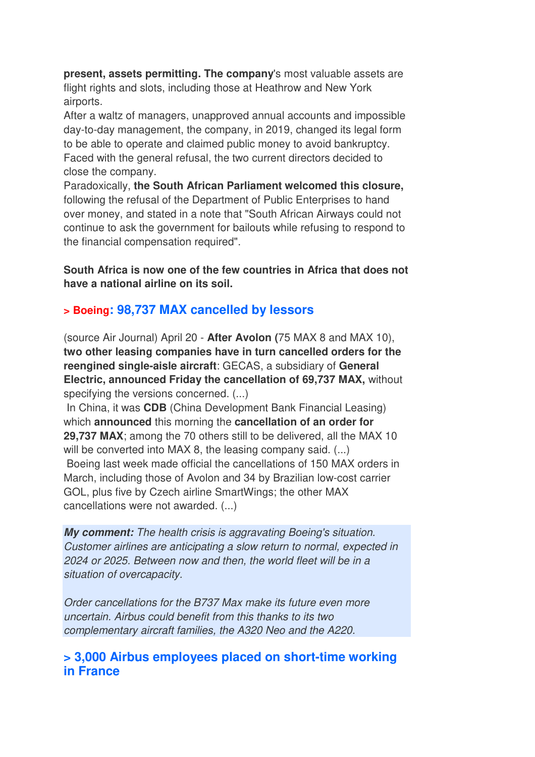**present, assets permitting. The company**'s most valuable assets are flight rights and slots, including those at Heathrow and New York airports.
After a waltz of managers, unapproved annual accounts and impossible day-to-day management, the company, in 2019, changed its legal form to be able to operate and claimed public money to avoid bankruptcy. Faced with the general refusal, the two current directors decided to close the company.
Paradoxically, **the South African Parliament welcomed this closure,** following the refusal of the Department of Public Enterprises to hand over money, and stated in a note that "South African Airways could not continue to ask the government for bailouts while refusing to respond to the financial compensation required".

**South Africa is now one of the few countries in Africa that does not have a national airline on its soil.**

## > Boeing: 98,737 MAX cancelled by lessors

(source Air Journal) April 20 - **After Avolon (**75 MAX 8 and MAX 10), **two other leasing companies have in turn cancelled orders for the reengined single-aisle aircraft**: GECAS, a subsidiary of **General Electric, announced Friday the cancellation of 69,737 MAX,** without specifying the versions concerned. (...)
In China, it was **CDB** (China Development Bank Financial Leasing) which **announced** this morning the **cancellation of an order for 29,737 MAX**; among the 70 others still to be delivered, all the MAX 10 will be converted into MAX 8, the leasing company said. (...)
Boeing last week made official the cancellations of 150 MAX orders in March, including those of Avolon and 34 by Brazilian low-cost carrier GOL, plus five by Czech airline SmartWings; the other MAX cancellations were not awarded. (...)

***My comment:*** *The health crisis is aggravating Boeing's situation. Customer airlines are anticipating a slow return to normal, expected in 2024 or 2025. Between now and then, the world fleet will be in a situation of overcapacity.*

*Order cancellations for the B737 Max make its future even more uncertain. Airbus could benefit from this thanks to its two complementary aircraft families, the A320 Neo and the A220.*

## > 3,000 Airbus employees placed on short-time working in France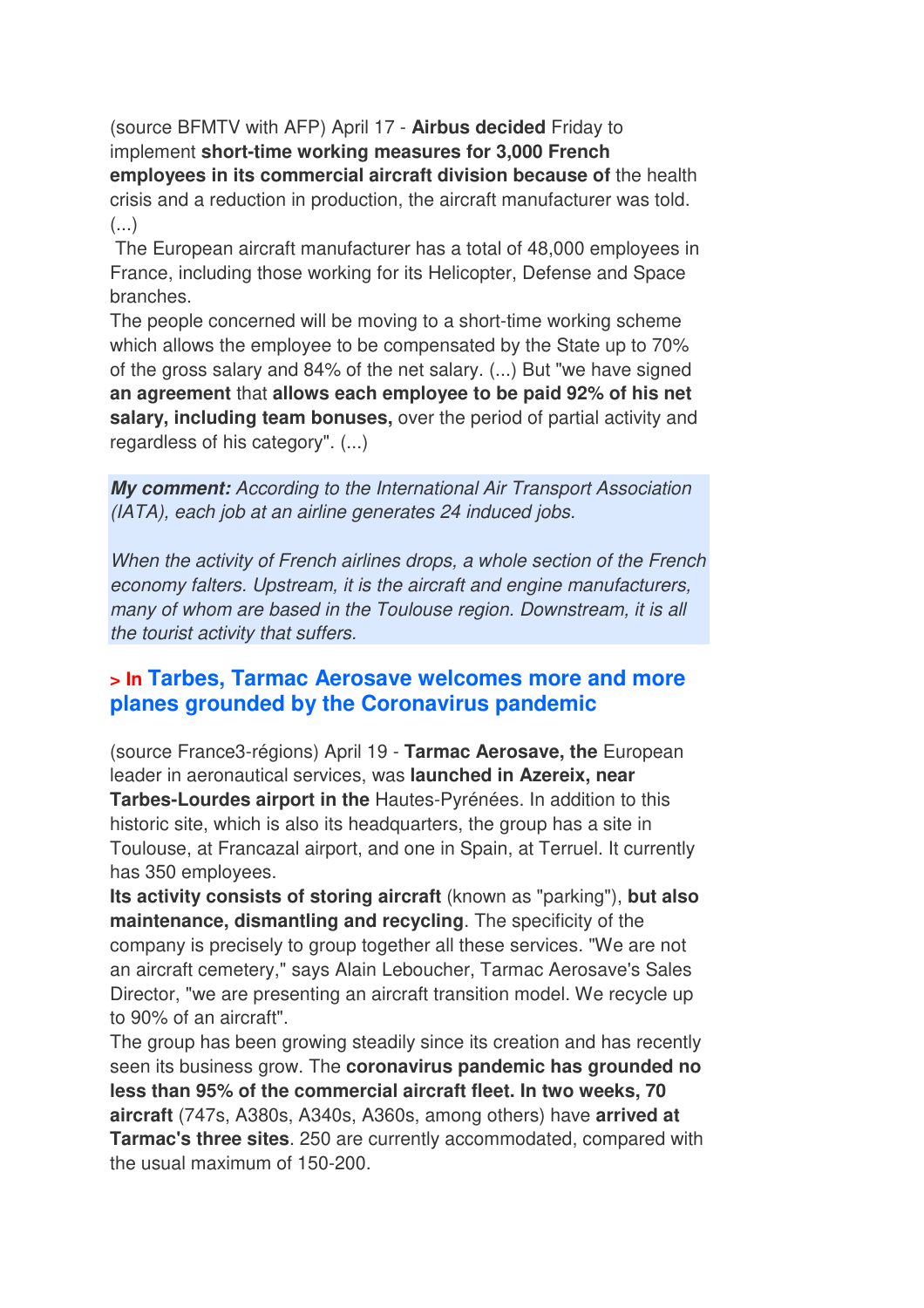(source BFMTV with AFP) April 17 - **Airbus decided** Friday to implement **short-time working measures for 3,000 French employees in its commercial aircraft division because of** the health crisis and a reduction in production, the aircraft manufacturer was told. (...)

The European aircraft manufacturer has a total of 48,000 employees in France, including those working for its Helicopter, Defense and Space branches.

The people concerned will be moving to a short-time working scheme which allows the employee to be compensated by the State up to 70% of the gross salary and 84% of the net salary. (...) But "we have signed **an agreement** that **allows each employee to be paid 92% of his net salary, including team bonuses,** over the period of partial activity and regardless of his category". (...)

***My comment:*** *According to the International Air Transport Association (IATA), each job at an airline generates 24 induced jobs.*

*When the activity of French airlines drops, a whole section of the French economy falters. Upstream, it is the aircraft and engine manufacturers, many of whom are based in the Toulouse region. Downstream, it is all the tourist activity that suffers.*

## > In Tarbes, Tarmac Aerosave welcomes more and more planes grounded by the Coronavirus pandemic

(source France3-régions) April 19 - **Tarmac Aerosave, the** European leader in aeronautical services, was **launched in Azereix, near Tarbes-Lourdes airport in the** Hautes-Pyrénées. In addition to this historic site, which is also its headquarters, the group has a site in Toulouse, at Francazal airport, and one in Spain, at Terruel. It currently has 350 employees.

**Its activity consists of storing aircraft** (known as "parking"), **but also maintenance, dismantling and recycling**. The specificity of the company is precisely to group together all these services. "We are not an aircraft cemetery," says Alain Leboucher, Tarmac Aerosave's Sales Director, "we are presenting an aircraft transition model. We recycle up to 90% of an aircraft".

The group has been growing steadily since its creation and has recently seen its business grow. The **coronavirus pandemic has grounded no less than 95% of the commercial aircraft fleet. In two weeks, 70 aircraft** (747s, A380s, A340s, A360s, among others) have **arrived at Tarmac's three sites**. 250 are currently accommodated, compared with the usual maximum of 150-200.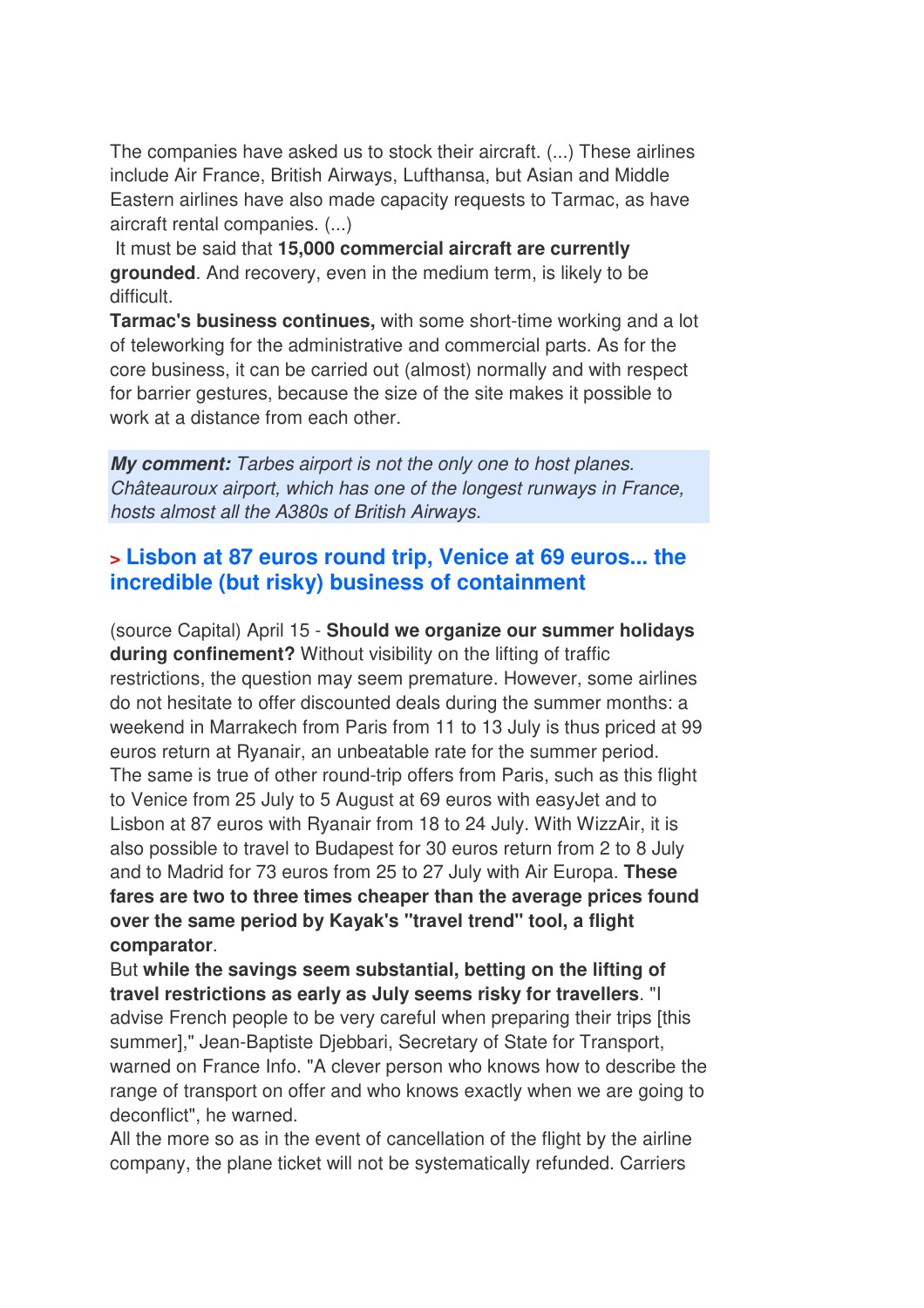The companies have asked us to stock their aircraft. (...) These airlines include Air France, British Airways, Lufthansa, but Asian and Middle Eastern airlines have also made capacity requests to Tarmac, as have aircraft rental companies. (...)

It must be said that **15,000 commercial aircraft are currently grounded**. And recovery, even in the medium term, is likely to be difficult.

**Tarmac's business continues,** with some short-time working and a lot of teleworking for the administrative and commercial parts. As for the core business, it can be carried out (almost) normally and with respect for barrier gestures, because the size of the site makes it possible to work at a distance from each other.

***My comment:*** *Tarbes airport is not the only one to host planes. Châteauroux airport, which has one of the longest runways in France, hosts almost all the A380s of British Airways.*

## > Lisbon at 87 euros round trip, Venice at 69 euros... the incredible (but risky) business of containment

(source Capital) April 15 - **Should we organize our summer holidays during confinement?** Without visibility on the lifting of traffic restrictions, the question may seem premature. However, some airlines do not hesitate to offer discounted deals during the summer months: a weekend in Marrakech from Paris from 11 to 13 July is thus priced at 99 euros return at Ryanair, an unbeatable rate for the summer period. The same is true of other round-trip offers from Paris, such as this flight to Venice from 25 July to 5 August at 69 euros with easyJet and to Lisbon at 87 euros with Ryanair from 18 to 24 July. With WizzAir, it is also possible to travel to Budapest for 30 euros return from 2 to 8 July and to Madrid for 73 euros from 25 to 27 July with Air Europa. **These fares are two to three times cheaper than the average prices found over the same period by Kayak's "travel trend" tool, a flight comparator**.

But **while the savings seem substantial, betting on the lifting of travel restrictions as early as July seems risky for travellers**. "I advise French people to be very careful when preparing their trips [this summer]," Jean-Baptiste Djebbari, Secretary of State for Transport, warned on France Info. "A clever person who knows how to describe the range of transport on offer and who knows exactly when we are going to deconflict", he warned.

All the more so as in the event of cancellation of the flight by the airline company, the plane ticket will not be systematically refunded. Carriers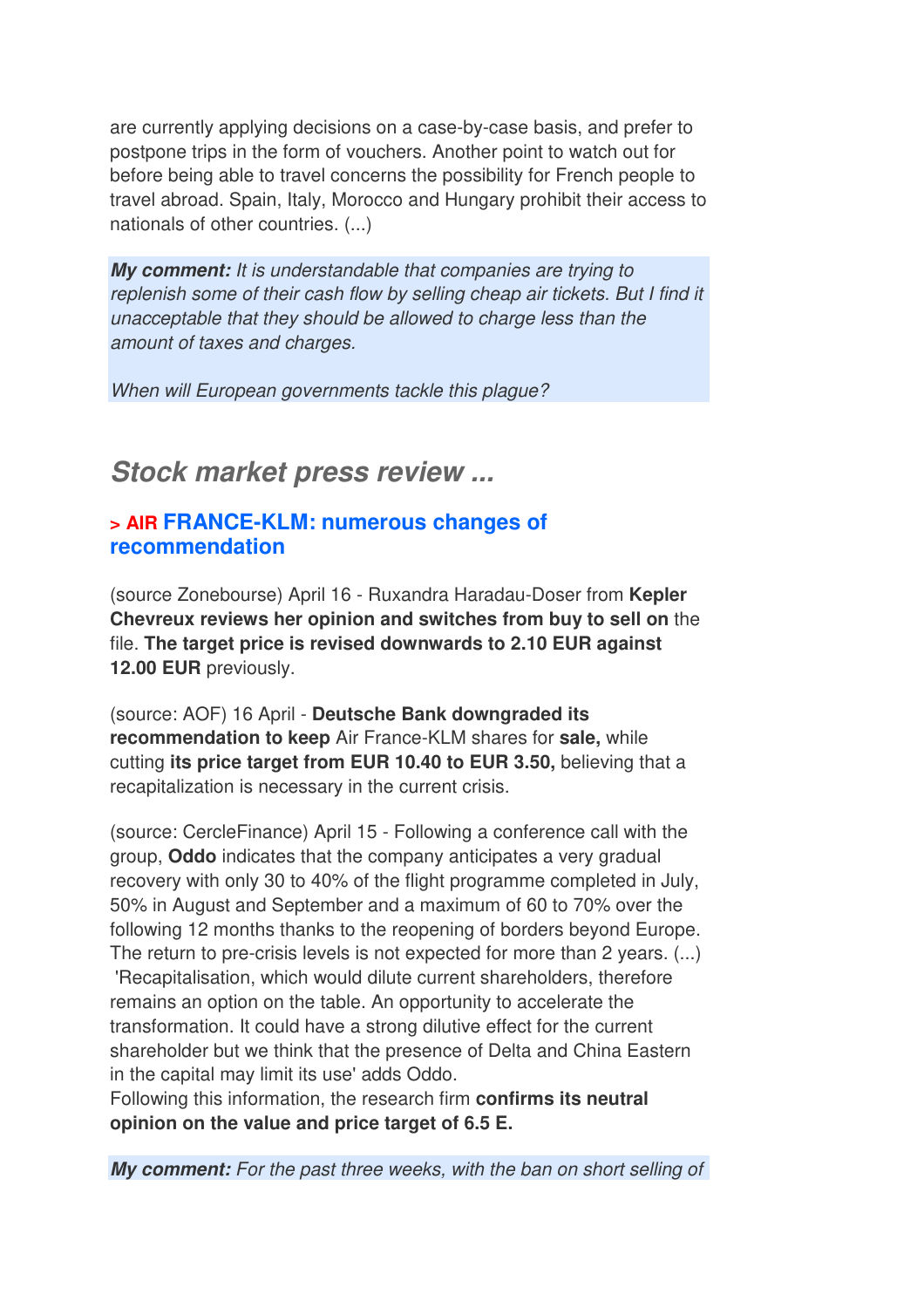are currently applying decisions on a case-by-case basis, and prefer to postpone trips in the form of vouchers. Another point to watch out for before being able to travel concerns the possibility for French people to travel abroad. Spain, Italy, Morocco and Hungary prohibit their access to nationals of other countries. (...)

***My comment:*** *It is understandable that companies are trying to replenish some of their cash flow by selling cheap air tickets. But I find it unacceptable that they should be allowed to charge less than the amount of taxes and charges.*

*When will European governments tackle this plague?*

## *Stock market press review ...*

### > AIR FRANCE-KLM: numerous changes of recommendation

(source Zonebourse) April 16 - Ruxandra Haradau-Doser from **Kepler Chevreux reviews her opinion and switches from buy to sell on** the file. **The target price is revised downwards to 2.10 EUR against 12.00 EUR** previously.

(source: AOF) 16 April - **Deutsche Bank downgraded its recommendation to keep** Air France-KLM shares for **sale,** while cutting **its price target from EUR 10.40 to EUR 3.50,** believing that a recapitalization is necessary in the current crisis.

(source: CercleFinance) April 15 - Following a conference call with the group, **Oddo** indicates that the company anticipates a very gradual recovery with only 30 to 40% of the flight programme completed in July, 50% in August and September and a maximum of 60 to 70% over the following 12 months thanks to the reopening of borders beyond Europe. The return to pre-crisis levels is not expected for more than 2 years. (...) 'Recapitalisation, which would dilute current shareholders, therefore remains an option on the table. An opportunity to accelerate the transformation. It could have a strong dilutive effect for the current shareholder but we think that the presence of Delta and China Eastern in the capital may limit its use' adds Oddo.
Following this information, the research firm **confirms its neutral opinion on the value and price target of 6.5 E.**

***My comment:*** *For the past three weeks, with the ban on short selling of*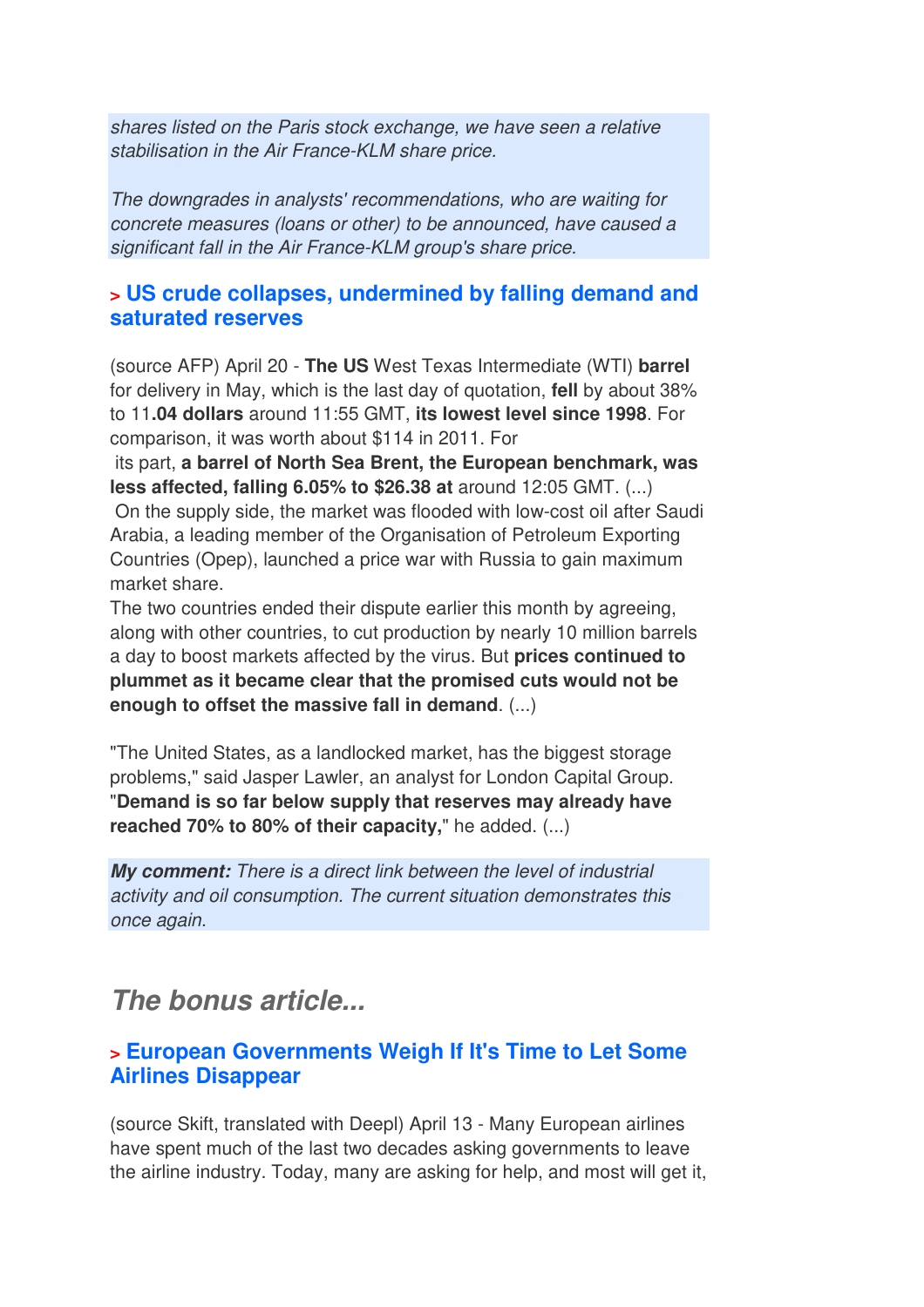*shares listed on the Paris stock exchange, we have seen a relative stabilisation in the Air France-KLM share price.*

*The downgrades in analysts' recommendations, who are waiting for concrete measures (loans or other) to be announced, have caused a significant fall in the Air France-KLM group's share price.*

### > US crude collapses, undermined by falling demand and saturated reserves

(source AFP) April 20 - **The US** West Texas Intermediate (WTI) **barrel** for delivery in May, which is the last day of quotation, **fell** by about 38% to 11**.04 dollars** around 11:55 GMT, **its lowest level since 1998**. For comparison, it was worth about $114 in 2011. For its part, **a barrel of North Sea Brent, the European benchmark, was less affected, falling 6.05% to $26.38 at** around 12:05 GMT. (...) On the supply side, the market was flooded with low-cost oil after Saudi Arabia, a leading member of the Organisation of Petroleum Exporting Countries (Opep), launched a price war with Russia to gain maximum market share.
The two countries ended their dispute earlier this month by agreeing, along with other countries, to cut production by nearly 10 million barrels a day to boost markets affected by the virus. But **prices continued to plummet as it became clear that the promised cuts would not be enough to offset the massive fall in demand**. (...)

"The United States, as a landlocked market, has the biggest storage problems," said Jasper Lawler, an analyst for London Capital Group. "**Demand is so far below supply that reserves may already have reached 70% to 80% of their capacity,**" he added. (...)

***My comment:*** *There is a direct link between the level of industrial activity and oil consumption. The current situation demonstrates this once again.*

## *The bonus article...*

### > European Governments Weigh If It's Time to Let Some Airlines Disappear

(source Skift, translated with Deepl) April 13 - Many European airlines have spent much of the last two decades asking governments to leave the airline industry. Today, many are asking for help, and most will get it,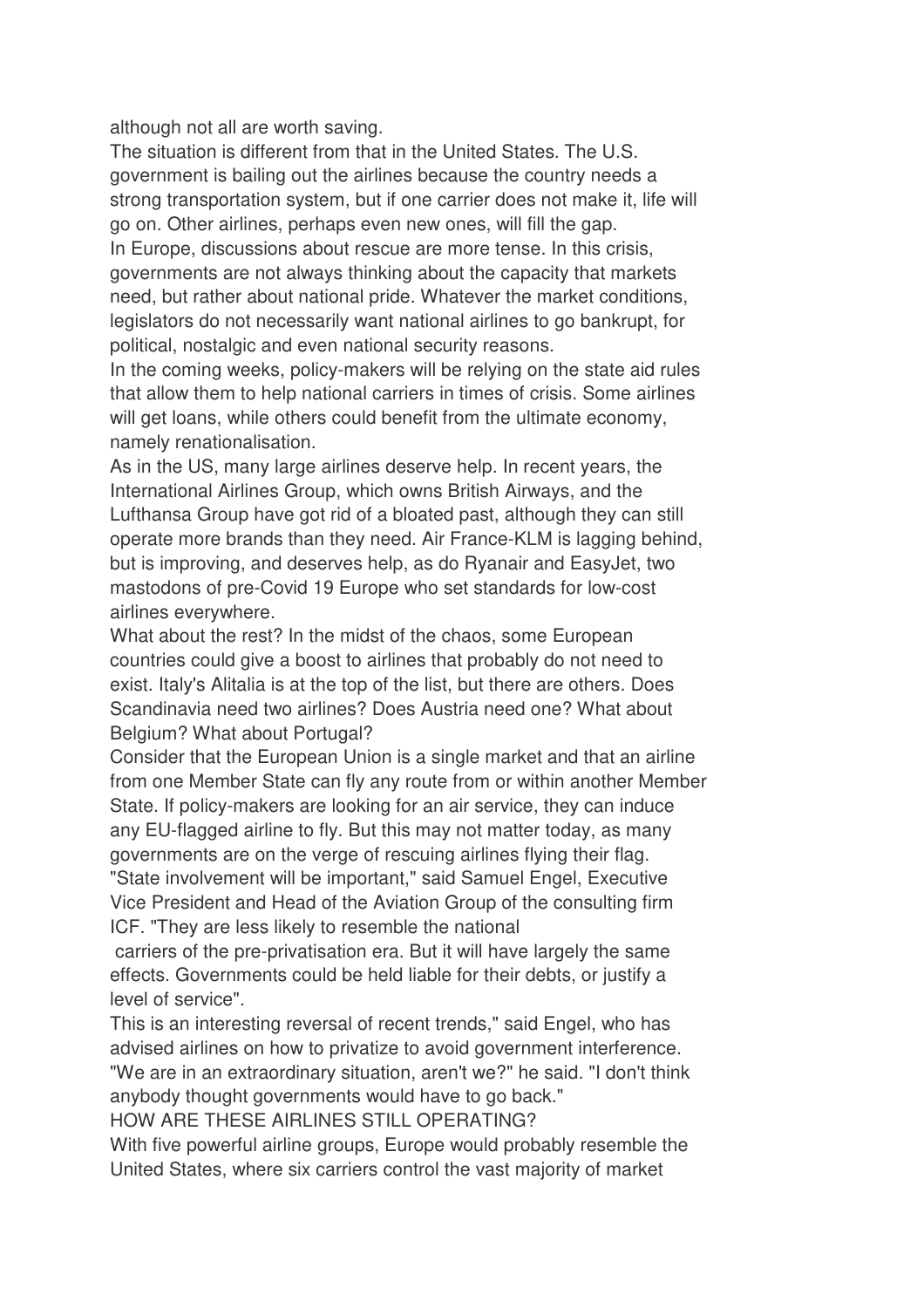although not all are worth saving.

The situation is different from that in the United States. The U.S. government is bailing out the airlines because the country needs a strong transportation system, but if one carrier does not make it, life will go on. Other airlines, perhaps even new ones, will fill the gap.

In Europe, discussions about rescue are more tense. In this crisis, governments are not always thinking about the capacity that markets need, but rather about national pride. Whatever the market conditions, legislators do not necessarily want national airlines to go bankrupt, for political, nostalgic and even national security reasons.

In the coming weeks, policy-makers will be relying on the state aid rules that allow them to help national carriers in times of crisis. Some airlines will get loans, while others could benefit from the ultimate economy, namely renationalisation.

As in the US, many large airlines deserve help. In recent years, the International Airlines Group, which owns British Airways, and the Lufthansa Group have got rid of a bloated past, although they can still operate more brands than they need. Air France-KLM is lagging behind, but is improving, and deserves help, as do Ryanair and EasyJet, two mastodons of pre-Covid 19 Europe who set standards for low-cost airlines everywhere.

What about the rest? In the midst of the chaos, some European countries could give a boost to airlines that probably do not need to exist. Italy's Alitalia is at the top of the list, but there are others. Does Scandinavia need two airlines? Does Austria need one? What about Belgium? What about Portugal?

Consider that the European Union is a single market and that an airline from one Member State can fly any route from or within another Member State. If policy-makers are looking for an air service, they can induce any EU-flagged airline to fly. But this may not matter today, as many governments are on the verge of rescuing airlines flying their flag.

"State involvement will be important," said Samuel Engel, Executive Vice President and Head of the Aviation Group of the consulting firm ICF. "They are less likely to resemble the national carriers of the pre-privatisation era. But it will have largely the same effects. Governments could be held liable for their debts, or justify a level of service".

This is an interesting reversal of recent trends," said Engel, who has advised airlines on how to privatize to avoid government interference. "We are in an extraordinary situation, aren't we?" he said. "I don't think anybody thought governments would have to go back."

HOW ARE THESE AIRLINES STILL OPERATING?

With five powerful airline groups, Europe would probably resemble the United States, where six carriers control the vast majority of market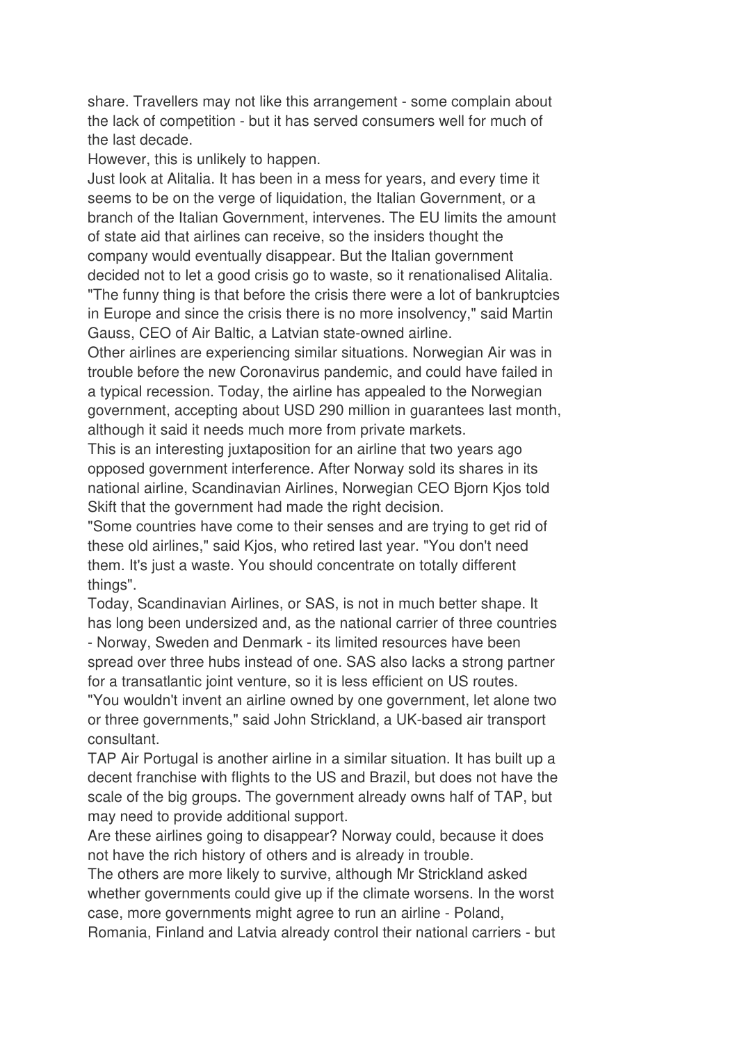share. Travellers may not like this arrangement - some complain about the lack of competition - but it has served consumers well for much of the last decade.

However, this is unlikely to happen.

Just look at Alitalia. It has been in a mess for years, and every time it seems to be on the verge of liquidation, the Italian Government, or a branch of the Italian Government, intervenes. The EU limits the amount of state aid that airlines can receive, so the insiders thought the company would eventually disappear. But the Italian government decided not to let a good crisis go to waste, so it renationalised Alitalia.

"The funny thing is that before the crisis there were a lot of bankruptcies in Europe and since the crisis there is no more insolvency," said Martin Gauss, CEO of Air Baltic, a Latvian state-owned airline.

Other airlines are experiencing similar situations. Norwegian Air was in trouble before the new Coronavirus pandemic, and could have failed in a typical recession. Today, the airline has appealed to the Norwegian government, accepting about USD 290 million in guarantees last month, although it said it needs much more from private markets.

This is an interesting juxtaposition for an airline that two years ago opposed government interference. After Norway sold its shares in its national airline, Scandinavian Airlines, Norwegian CEO Bjorn Kjos told Skift that the government had made the right decision.

"Some countries have come to their senses and are trying to get rid of these old airlines," said Kjos, who retired last year. "You don't need them. It's just a waste. You should concentrate on totally different things".

Today, Scandinavian Airlines, or SAS, is not in much better shape. It has long been undersized and, as the national carrier of three countries - Norway, Sweden and Denmark - its limited resources have been spread over three hubs instead of one. SAS also lacks a strong partner for a transatlantic joint venture, so it is less efficient on US routes.

"You wouldn't invent an airline owned by one government, let alone two or three governments," said John Strickland, a UK-based air transport consultant.

TAP Air Portugal is another airline in a similar situation. It has built up a decent franchise with flights to the US and Brazil, but does not have the scale of the big groups. The government already owns half of TAP, but may need to provide additional support.

Are these airlines going to disappear? Norway could, because it does not have the rich history of others and is already in trouble.

The others are more likely to survive, although Mr Strickland asked whether governments could give up if the climate worsens. In the worst case, more governments might agree to run an airline - Poland, Romania, Finland and Latvia already control their national carriers - but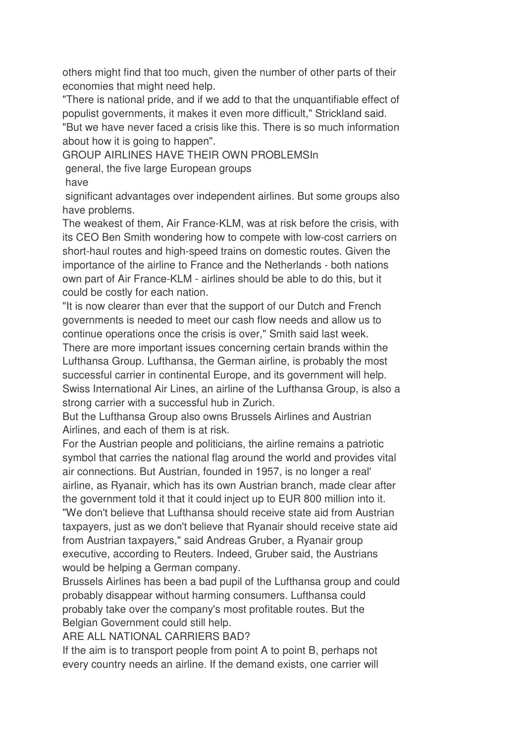others might find that too much, given the number of other parts of their economies that might need help.

"There is national pride, and if we add to that the unquantifiable effect of populist governments, it makes it even more difficult," Strickland said. "But we have never faced a crisis like this. There is so much information about how it is going to happen".

## GROUP AIRLINES HAVE THEIR OWN PROBLEMS

In general, the five large European groups have significant advantages over independent airlines. But some groups also have problems.

The weakest of them, Air France-KLM, was at risk before the crisis, with its CEO Ben Smith wondering how to compete with low-cost carriers on short-haul routes and high-speed trains on domestic routes. Given the importance of the airline to France and the Netherlands - both nations own part of Air France-KLM - airlines should be able to do this, but it could be costly for each nation.

"It is now clearer than ever that the support of our Dutch and French governments is needed to meet our cash flow needs and allow us to continue operations once the crisis is over," Smith said last week.

There are more important issues concerning certain brands within the Lufthansa Group. Lufthansa, the German airline, is probably the most successful carrier in continental Europe, and its government will help. Swiss International Air Lines, an airline of the Lufthansa Group, is also a strong carrier with a successful hub in Zurich.

But the Lufthansa Group also owns Brussels Airlines and Austrian Airlines, and each of them is at risk.

For the Austrian people and politicians, the airline remains a patriotic symbol that carries the national flag around the world and provides vital air connections. But Austrian, founded in 1957, is no longer a real' airline, as Ryanair, which has its own Austrian branch, made clear after the government told it that it could inject up to EUR 800 million into it.

"We don't believe that Lufthansa should receive state aid from Austrian taxpayers, just as we don't believe that Ryanair should receive state aid from Austrian taxpayers," said Andreas Gruber, a Ryanair group executive, according to Reuters. Indeed, Gruber said, the Austrians would be helping a German company.

Brussels Airlines has been a bad pupil of the Lufthansa group and could probably disappear without harming consumers. Lufthansa could probably take over the company's most profitable routes. But the Belgian Government could still help.

## ARE ALL NATIONAL CARRIERS BAD?

If the aim is to transport people from point A to point B, perhaps not every country needs an airline. If the demand exists, one carrier will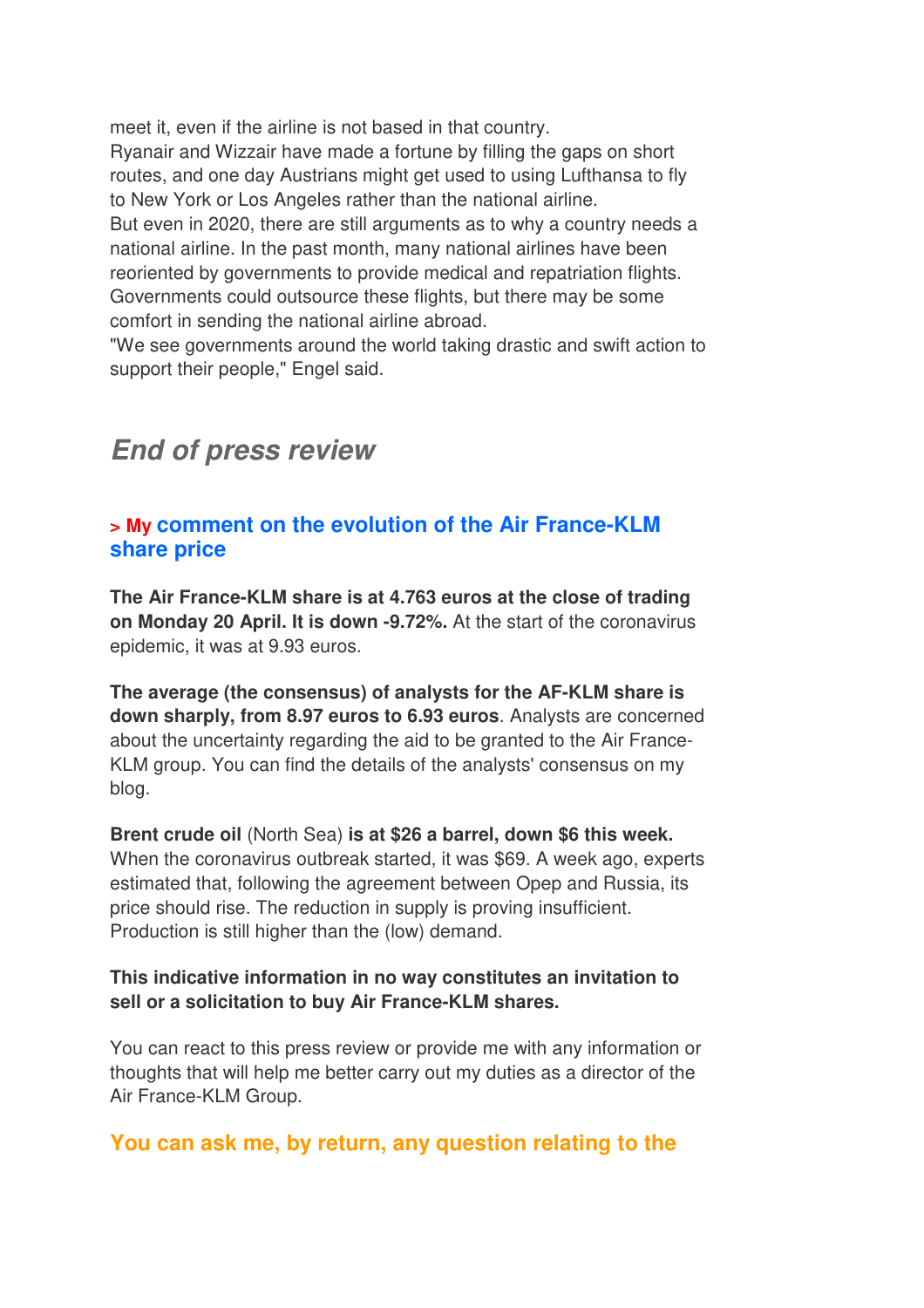meet it, even if the airline is not based in that country.
Ryanair and Wizzair have made a fortune by filling the gaps on short routes, and one day Austrians might get used to using Lufthansa to fly to New York or Los Angeles rather than the national airline.
But even in 2020, there are still arguments as to why a country needs a national airline. In the past month, many national airlines have been reoriented by governments to provide medical and repatriation flights. Governments could outsource these flights, but there may be some comfort in sending the national airline abroad.
"We see governments around the world taking drastic and swift action to support their people," Engel said.

## *End of press review*

### > My comment on the evolution of the Air France-KLM share price

**The Air France-KLM share is at 4.763 euros at the close of trading on Monday 20 April. It is down -9.72%.** At the start of the coronavirus epidemic, it was at 9.93 euros.

**The average (the consensus) of analysts for the AF-KLM share is down sharply, from 8.97 euros to 6.93 euros**. Analysts are concerned about the uncertainty regarding the aid to be granted to the Air France-KLM group. You can find the details of the analysts' consensus on my blog.

**Brent crude oil** (North Sea) **is at $26 a barrel, down $6 this week.** When the coronavirus outbreak started, it was $69. A week ago, experts estimated that, following the agreement between Opep and Russia, its price should rise. The reduction in supply is proving insufficient. Production is still higher than the (low) demand.

**This indicative information in no way constitutes an invitation to sell or a solicitation to buy Air France-KLM shares.**

You can react to this press review or provide me with any information or thoughts that will help me better carry out my duties as a director of the Air France-KLM Group.

### You can ask me, by return, any question relating to the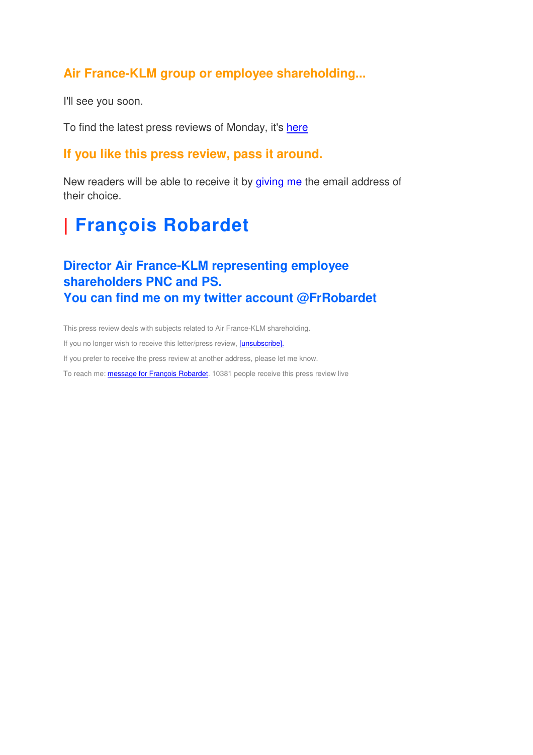### Air France-KLM group or employee shareholding...

I'll see you soon.

To find the latest press reviews of Monday, it's here

### If you like this press review, pass it around.

New readers will be able to receive it by giving me the email address of their choice.

# | François Robardet

### Director Air France-KLM representing employee shareholders PNC and PS.
### You can find me on my twitter account @FrRobardet

This press review deals with subjects related to Air France-KLM shareholding.

If you no longer wish to receive this letter/press review, [unsubscribe].

If you prefer to receive the press review at another address, please let me know.

To reach me: message for François Robardet. 10381 people receive this press review live